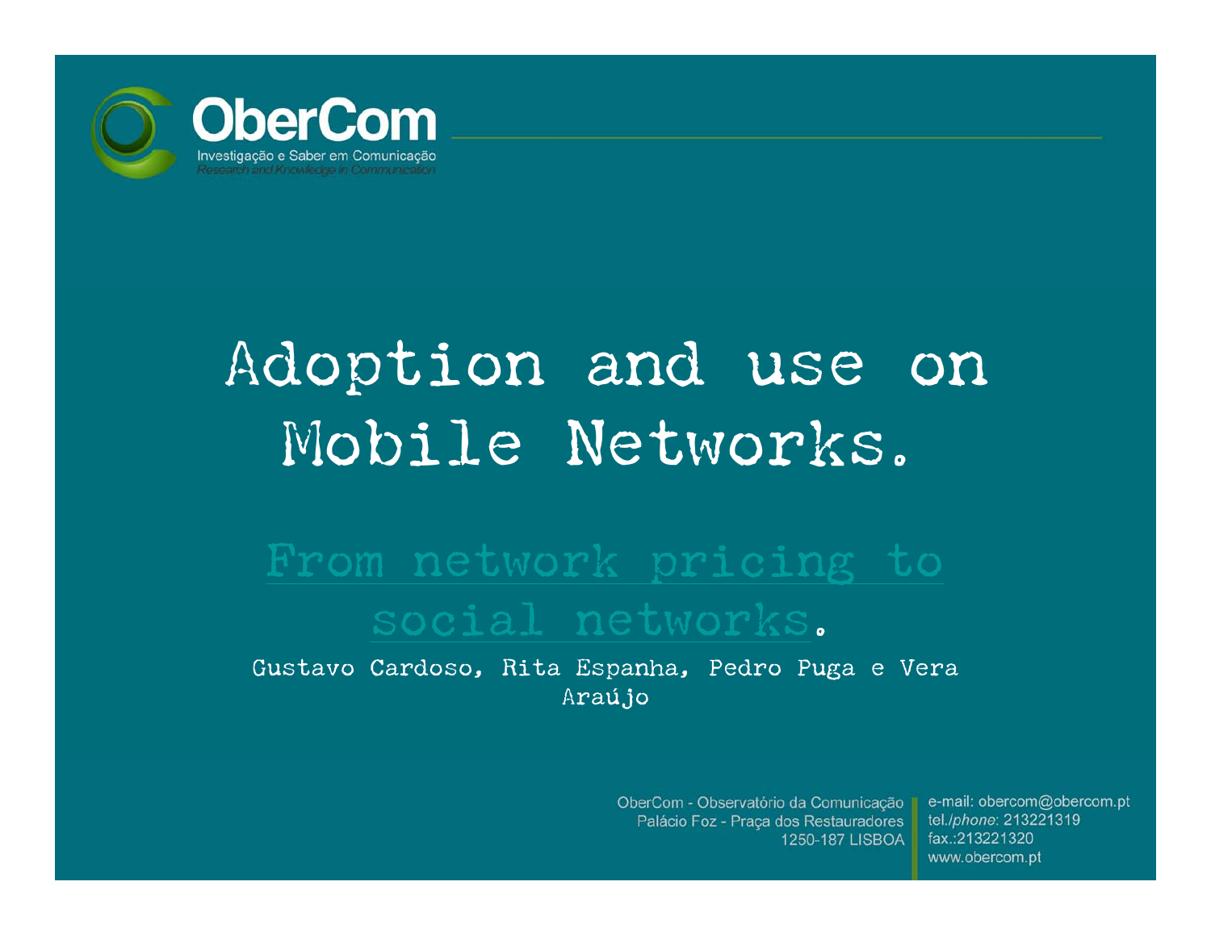OberCom

Investigação e Saber em Comunicação

*Research and Knowledge in Communication*

# Adoption and use on Mobile Networks.

## From network pricing to social networks.

Gustavo Cardoso, Rita Espanha, Pedro Puga e Vera Araújo

OberCom - Observatório da Comunicação
Palácio Foz - Praça dos Restauradores
1250-187 LISBOA

e-mail: obercom@obercom.pt
tel./*phone*: 213221319
fax.:213221320
www.obercom.pt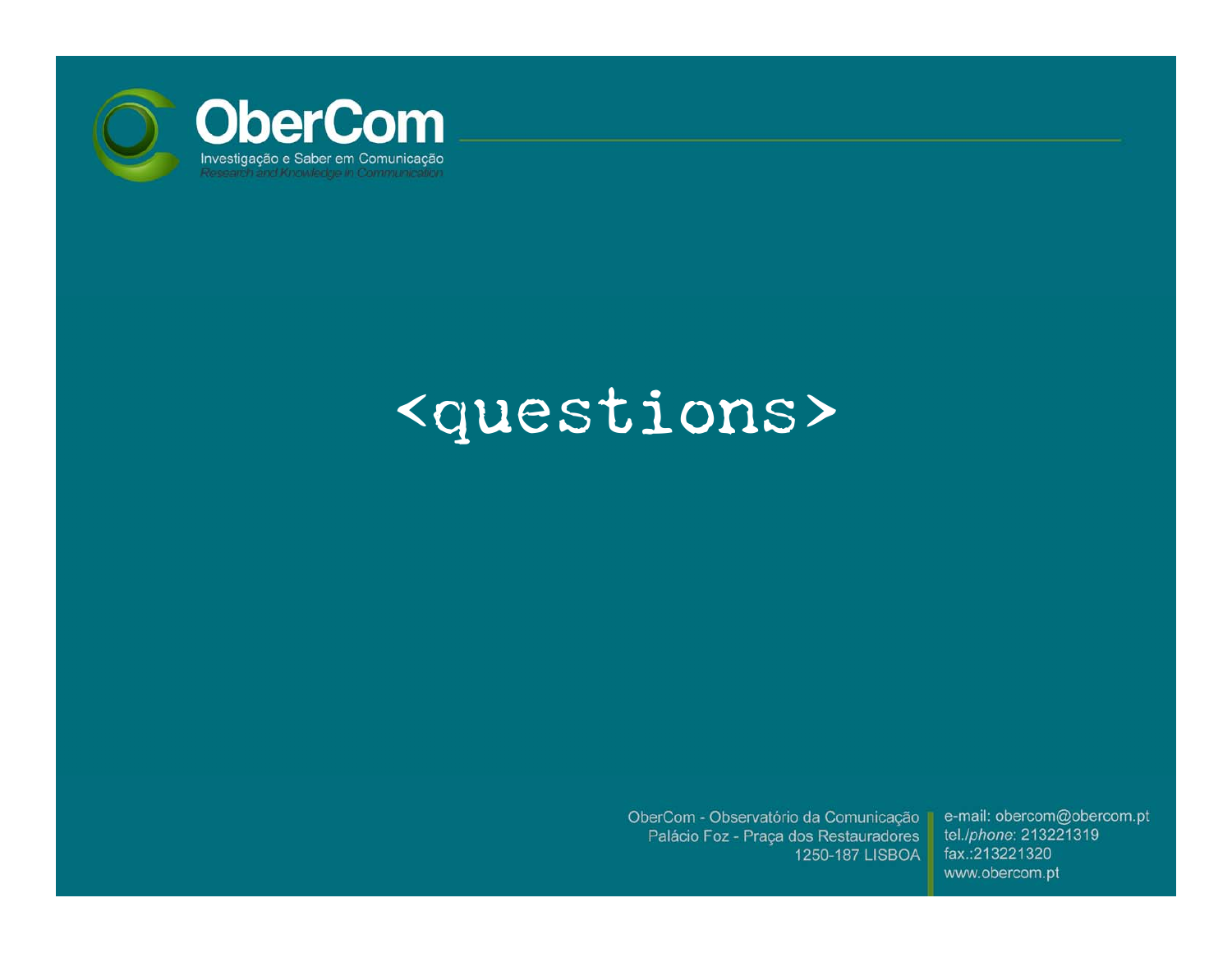OberCom

Investigação e Saber em Comunicação

*Research and Knowledge in Communication*

# <questions>

OberCom - Observatório da Comunicação
Palácio Foz - Praça dos Restauradores
1250-187 LISBOA

e-mail: obercom@obercom.pt
tel./*phone*: 213221319
fax.:213221320
www.obercom.pt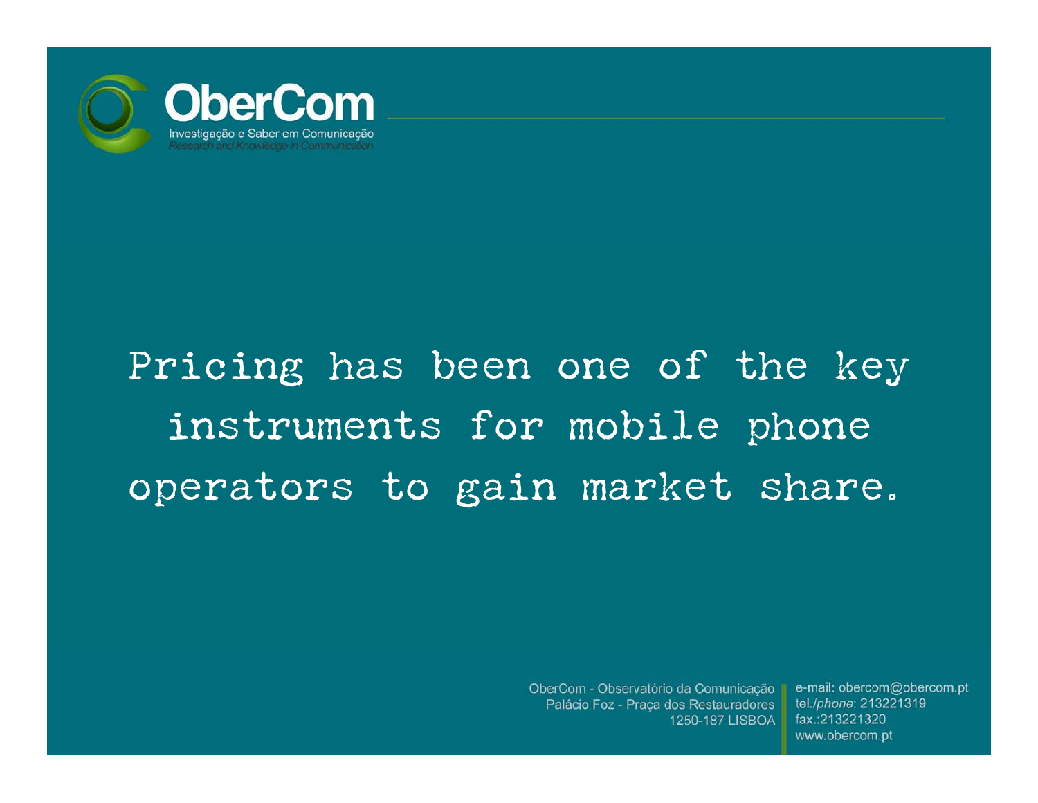Pricing has been one of the key instruments for mobile phone operators to gain market share.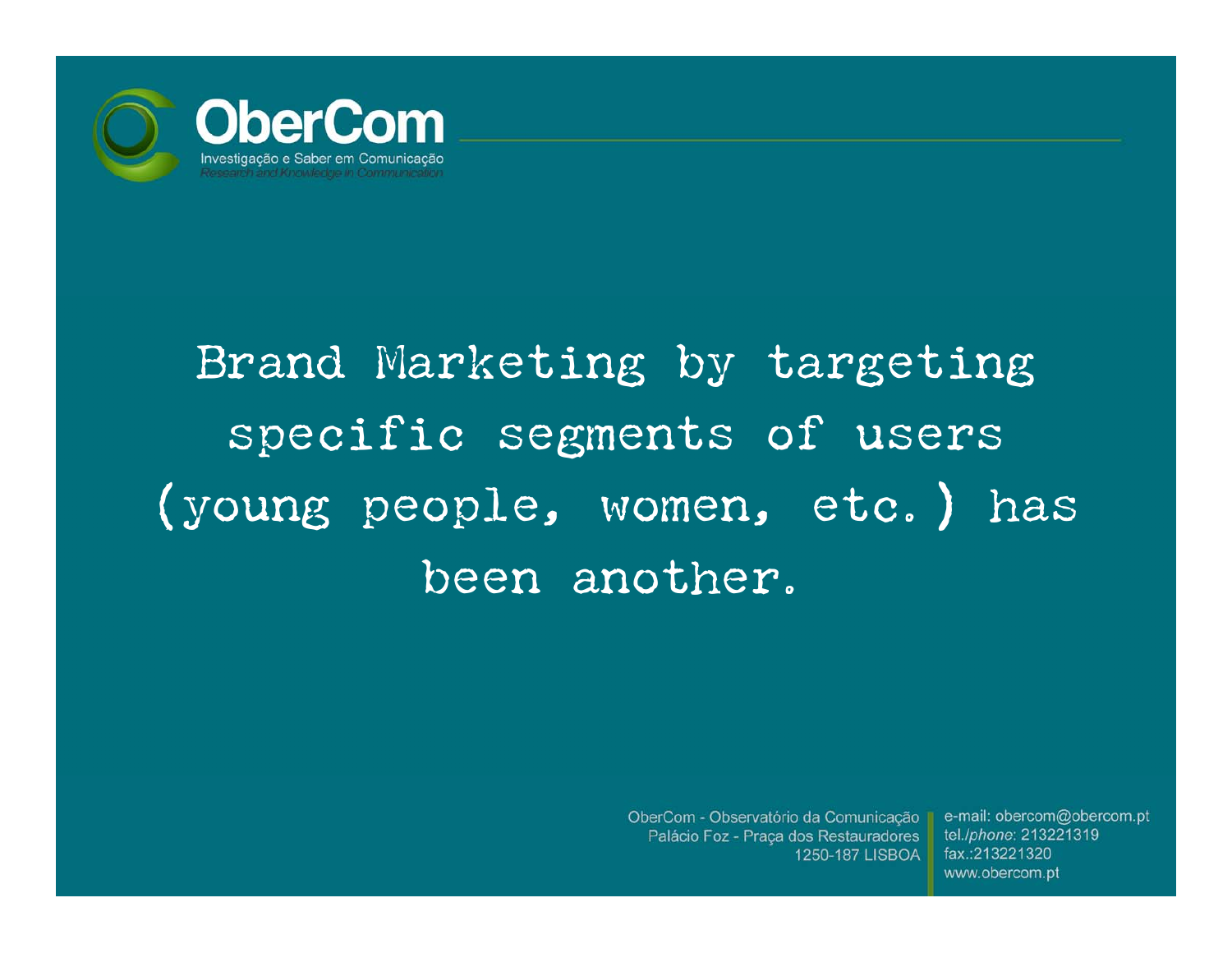Brand Marketing by targeting specific segments of users (young people, women, etc.) has been another.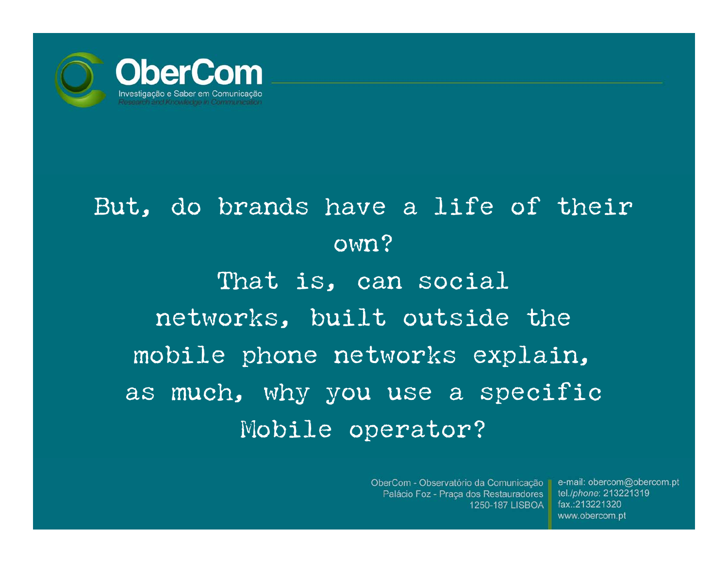But, do brands have a life of their own?

That is, can social networks, built outside the mobile phone networks explain, as much, why you use a specific Mobile operator?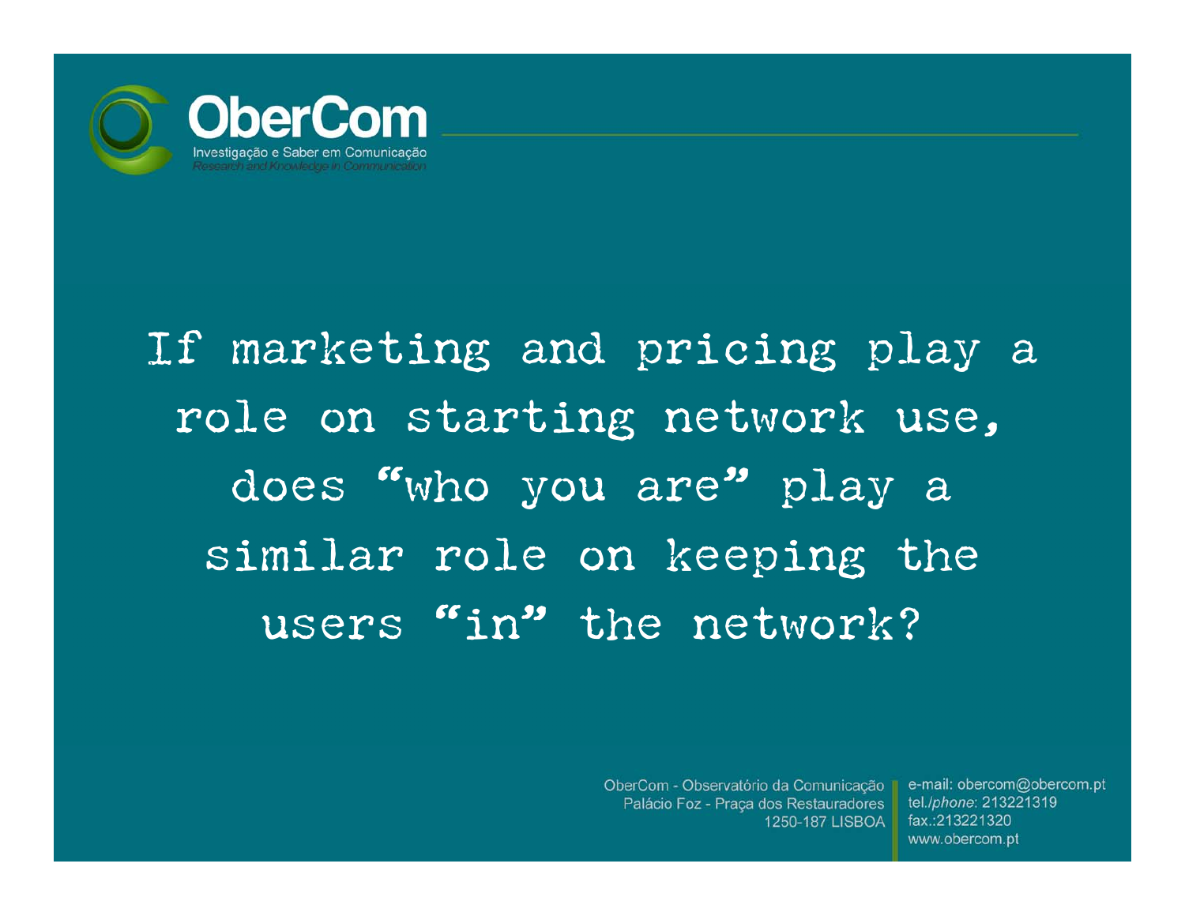If marketing and pricing play a role on starting network use, does "who you are" play a similar role on keeping the users "in" the network?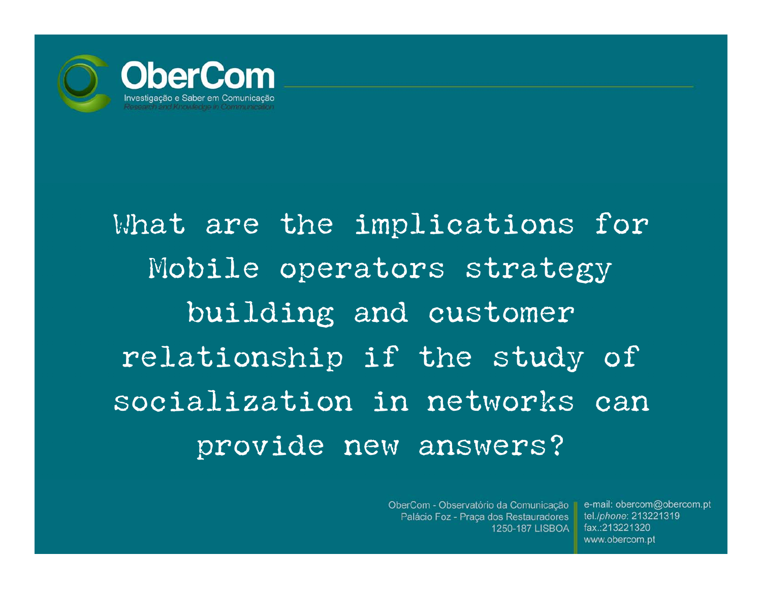What are the implications for Mobile operators strategy building and customer relationship if the study of socialization in networks can provide new answers?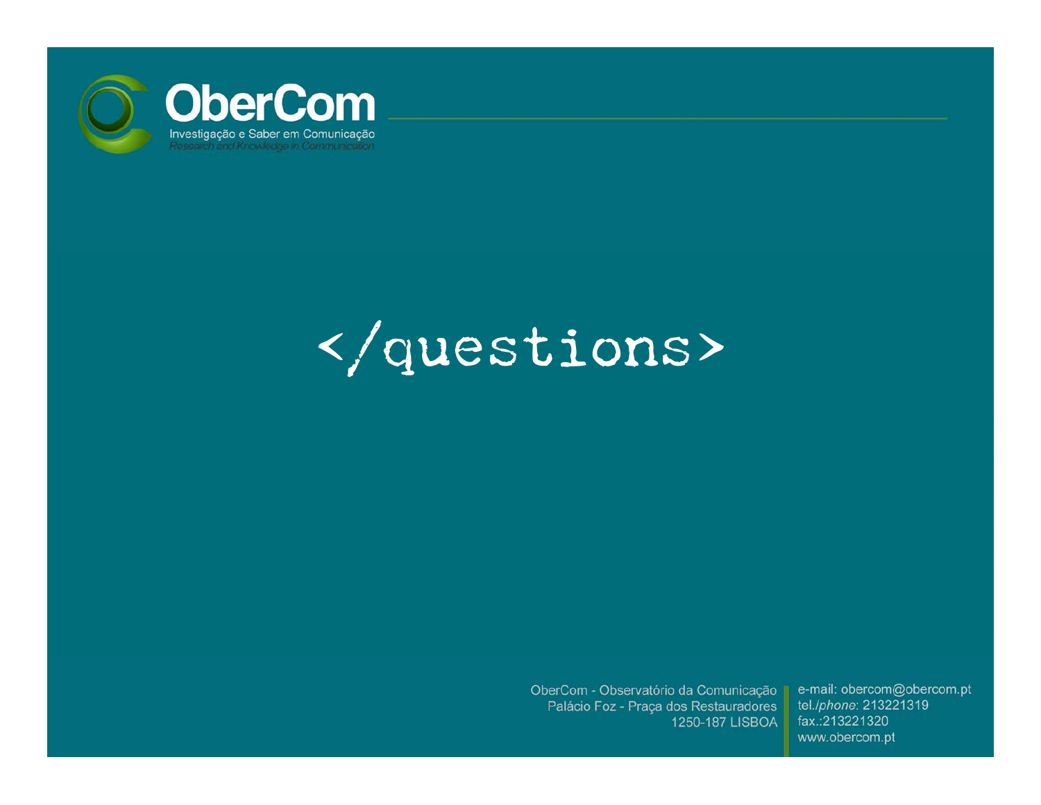OberCom

Investigação e Saber em Comunicação

*Research and Knowledge in Communication*

# </questions>

OberCom - Observatório da Comunicação
Palácio Foz - Praça dos Restauradores
1250-187 LISBOA

e-mail: obercom@obercom.pt
tel./*phone*: 213221319
fax.:213221320
www.obercom.pt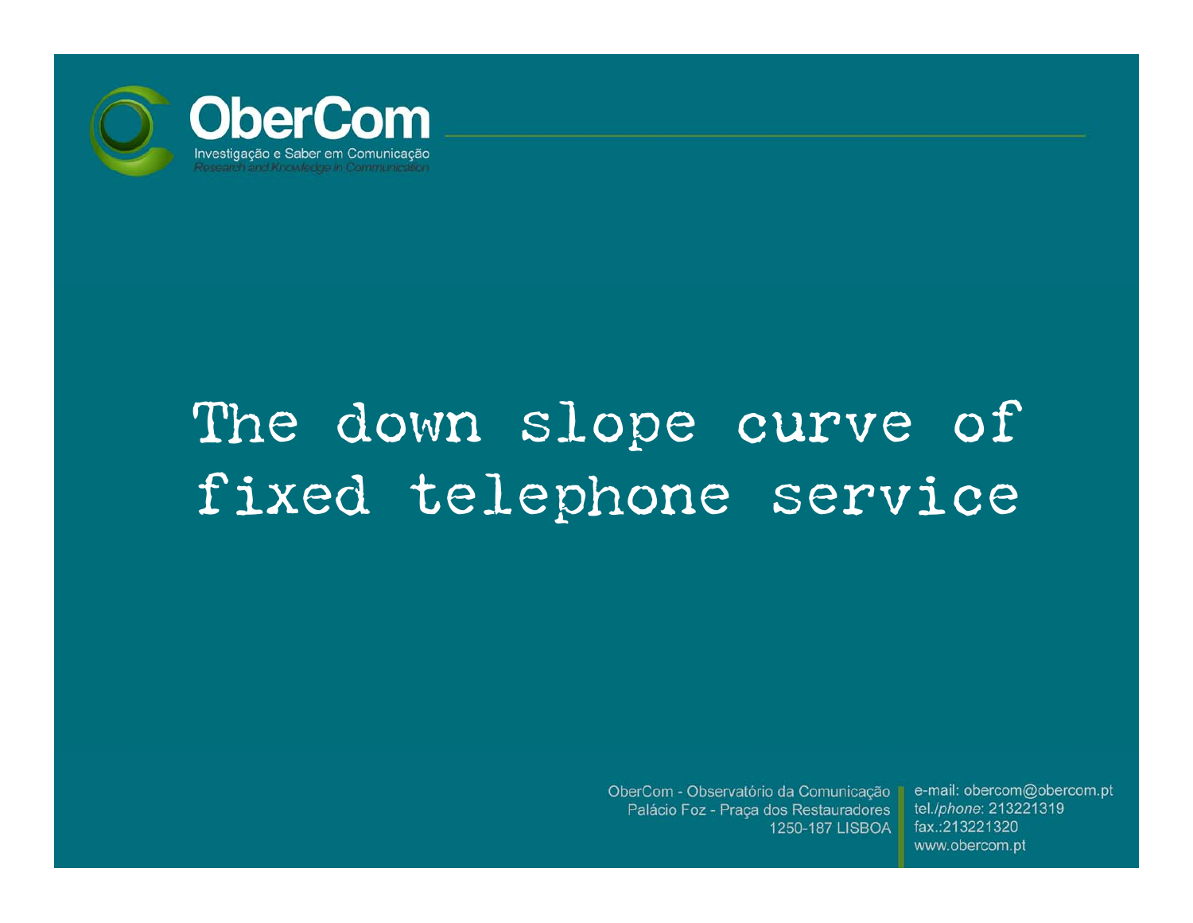# The down slope curve of fixed telephone service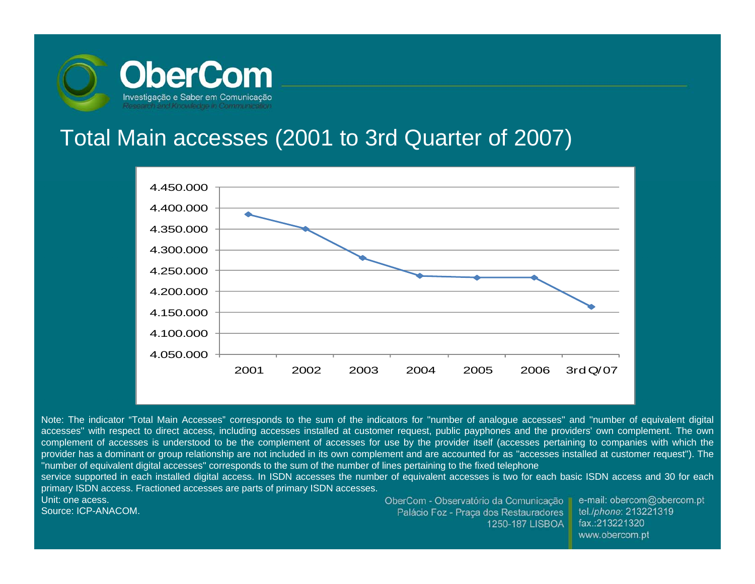# Total Main accesses (2001 to 3rd Quarter of 2007)

| Year | Total Main accesses |
|---|---|
| 2001 | ~4.385.000 |
| 2002 | ~4.350.000 |
| 2003 | ~4.280.000 |
| 2004 | ~4.237.000 |
| 2005 | ~4.233.000 |
| 2006 | ~4.233.000 |
| 3rd Q/07 | ~4.163.000 |

Note: The indicator "Total Main Accesses" corresponds to the sum of the indicators for "number of analogue accesses" and "number of equivalent digital accesses" with respect to direct access, including accesses installed at customer request, public payphones and the providers' own complement. The own complement of accesses is understood to be the complement of accesses for use by the provider itself (accesses pertaining to companies with which the provider has a dominant or group relationship are not included in its own complement and are accounted for as "accesses installed at customer request"). The "number of equivalent digital accesses" corresponds to the sum of the number of lines pertaining to the fixed telephone service supported in each installed digital access. In ISDN accesses the number of equivalent accesses is two for each basic ISDN access and 30 for each primary ISDN access. Fractioned accesses are parts of primary ISDN accesses.

Unit: one acess.

Source: ICP-ANACOM.

OberCom - Observatório da Comunicação
Palácio Foz - Praça dos Restauradores
1250-187 LISBOA

e-mail: obercom@obercom.pt
tel./*phone*: 213221319
fax.:213221320
www.obercom.pt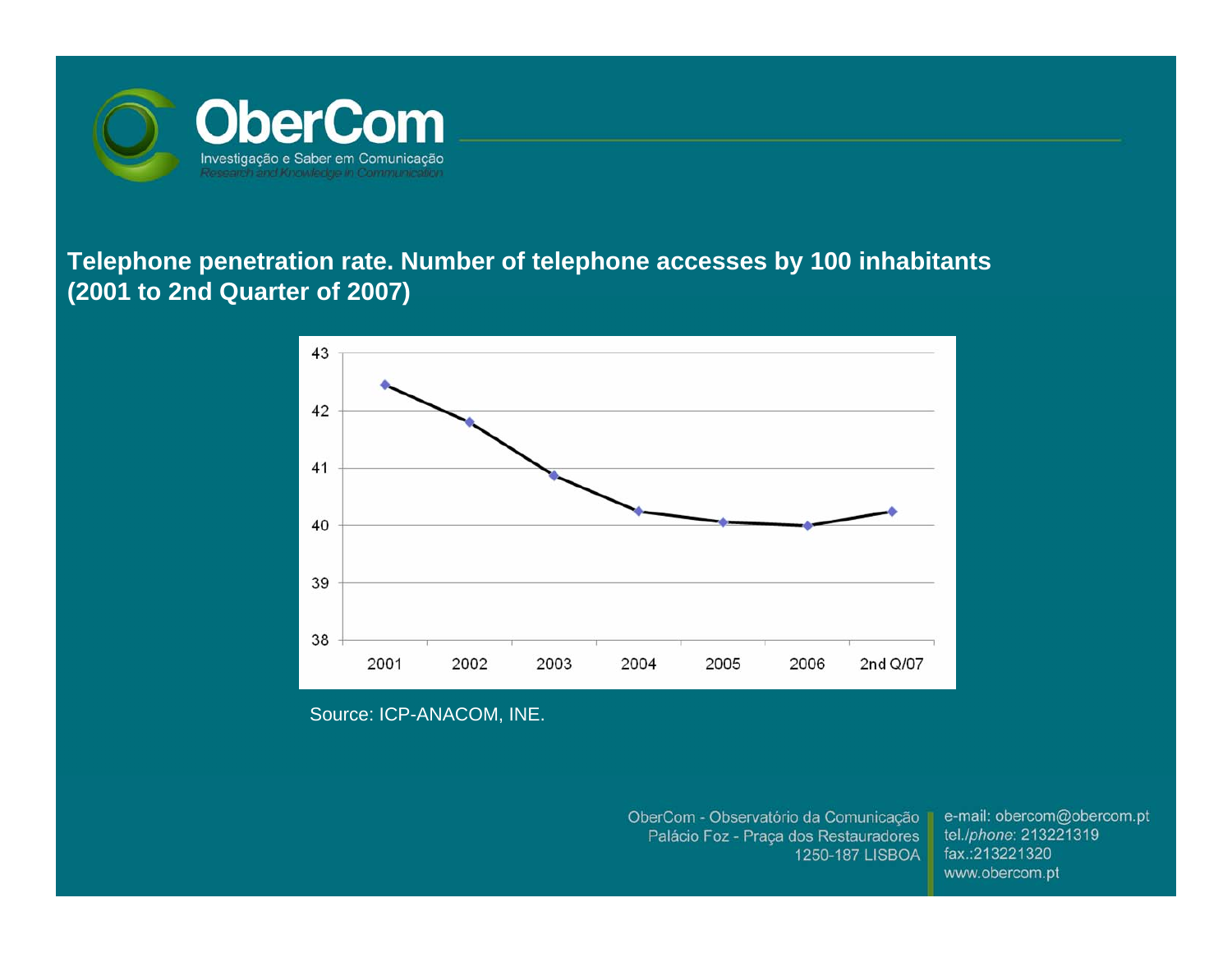**Telephone penetration rate. Number of telephone accesses by 100 inhabitants (2001 to 2nd Quarter of 2007)**

Source: ICP-ANACOM, INE.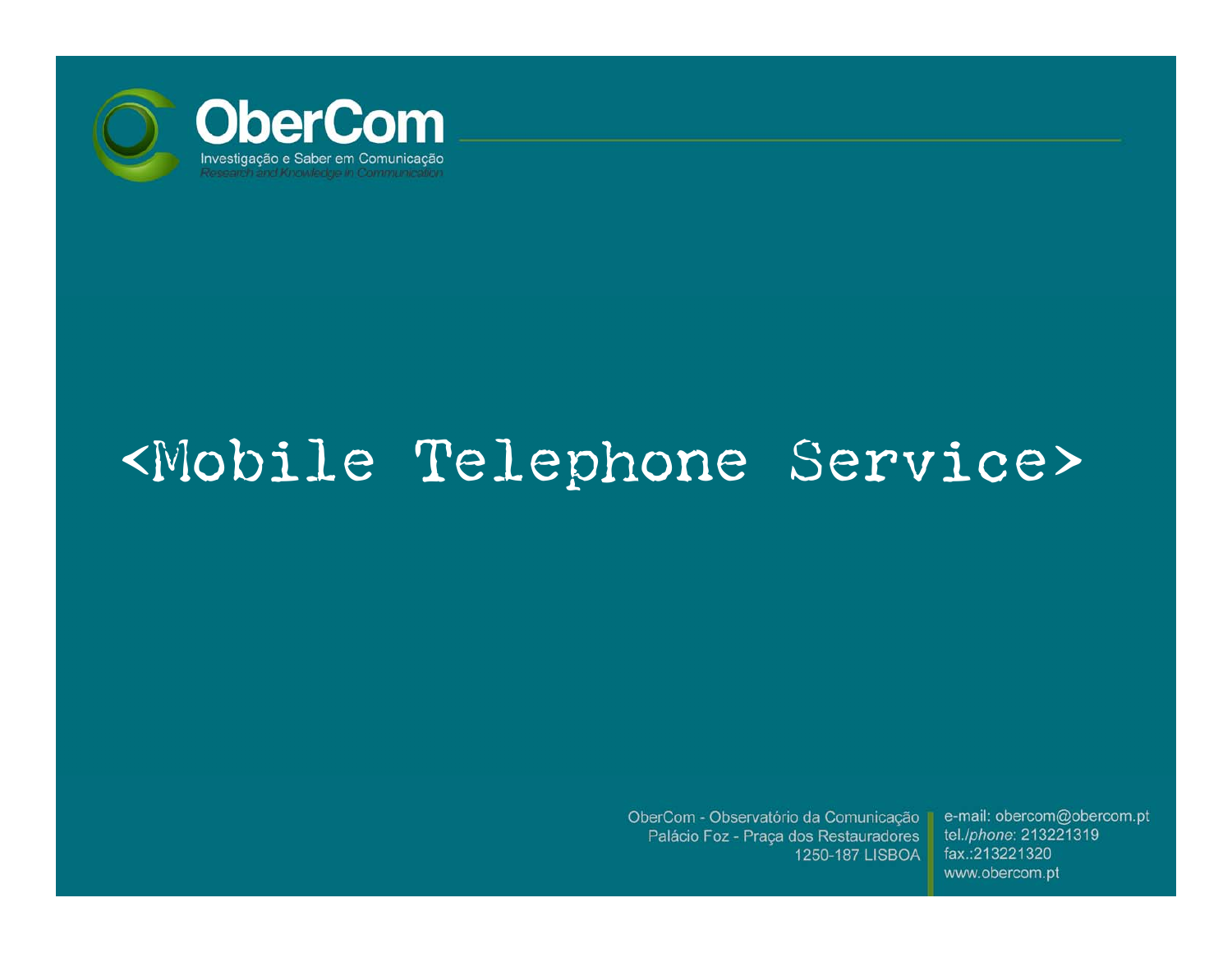# <Mobile Telephone Service>

OberCom - Observatório da Comunicação
Palácio Foz - Praça dos Restauradores
1250-187 LISBOA

e-mail: obercom@obercom.pt
tel./*phone*: 213221319
fax.:213221320
www.obercom.pt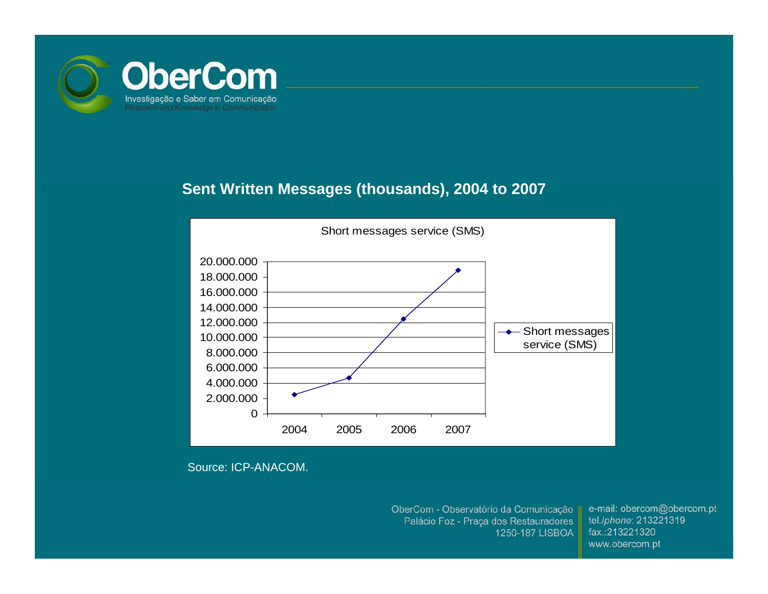## Sent Written Messages (thousands), 2004 to 2007

Short messages service (SMS)

20.000.000
18.000.000
16.000.000
14.000.000
12.000.000
10.000.000
8.000.000
6.000.000
4.000.000
2.000.000
0

2004 2005 2006 2007

Short messages service (SMS)

Source: ICP-ANACOM.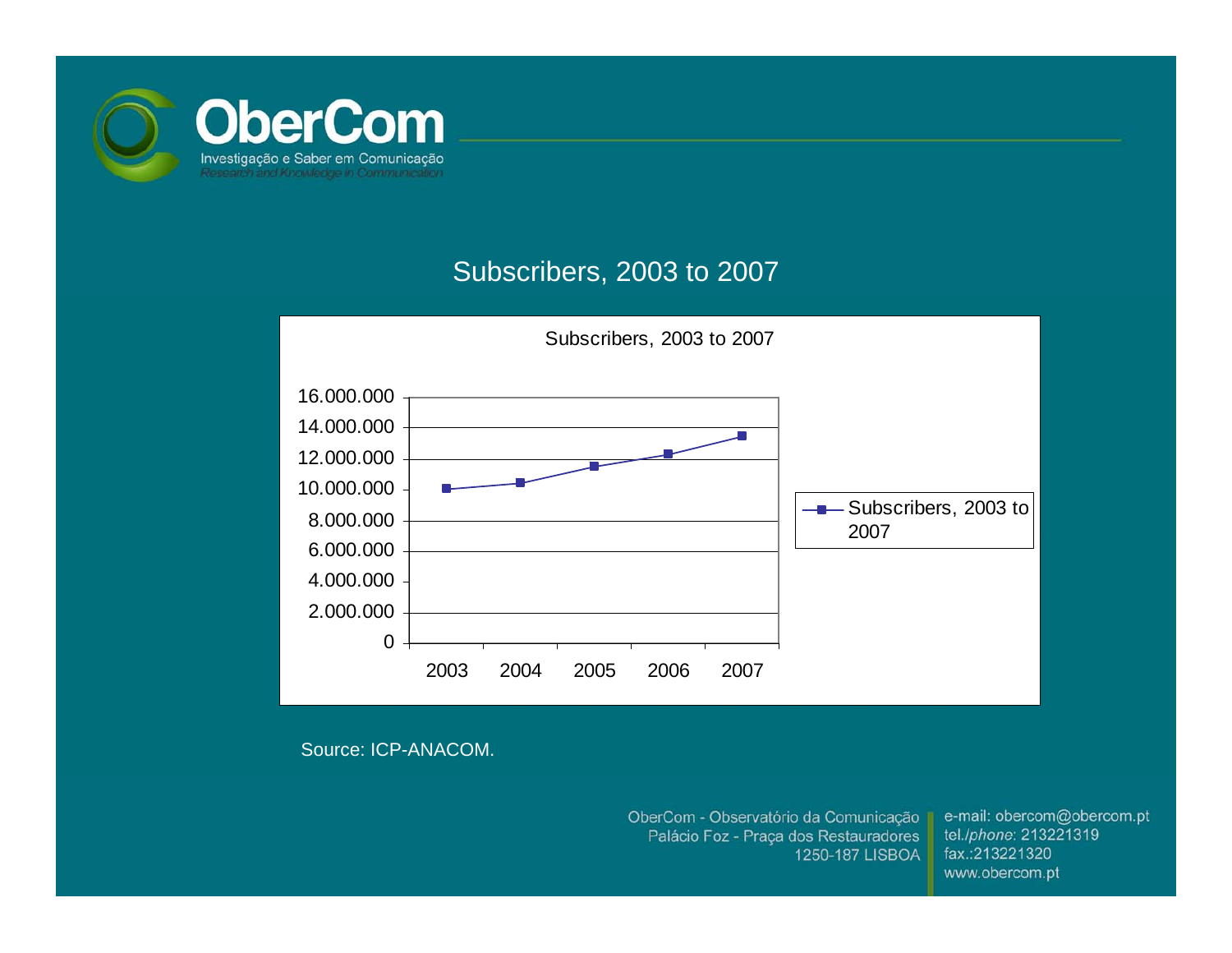## Subscribers, 2003 to 2007

Subscribers, 2003 to 2007

| Year | Subscribers, 2003 to 2007 |
|---|---|
| 2003 | ~10.100.000 |
| 2004 | ~10.400.000 |
| 2005 | ~11.500.000 |
| 2006 | ~12.300.000 |
| 2007 | ~13.500.000 |

Source: ICP-ANACOM.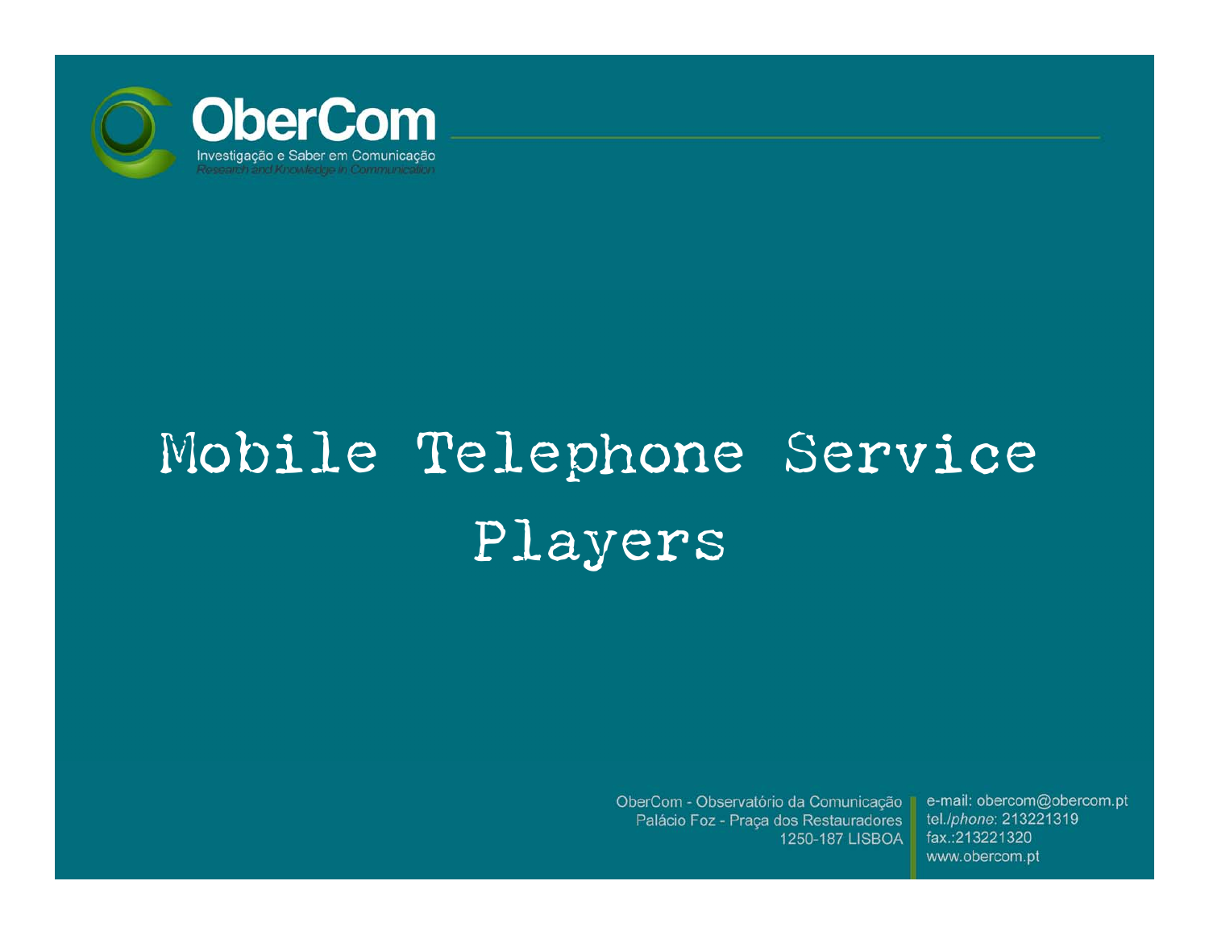# Mobile Telephone Service Players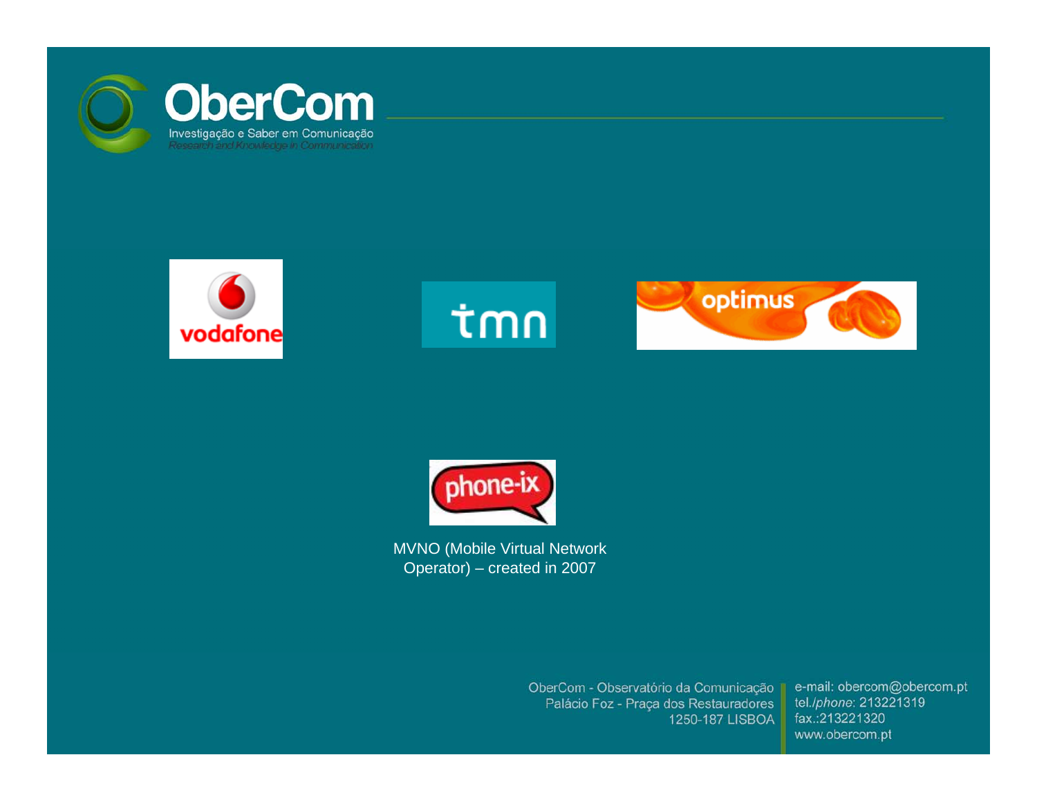vodafone

tmn

optimus

phone-ix

MVNO (Mobile Virtual Network Operator) – created in 2007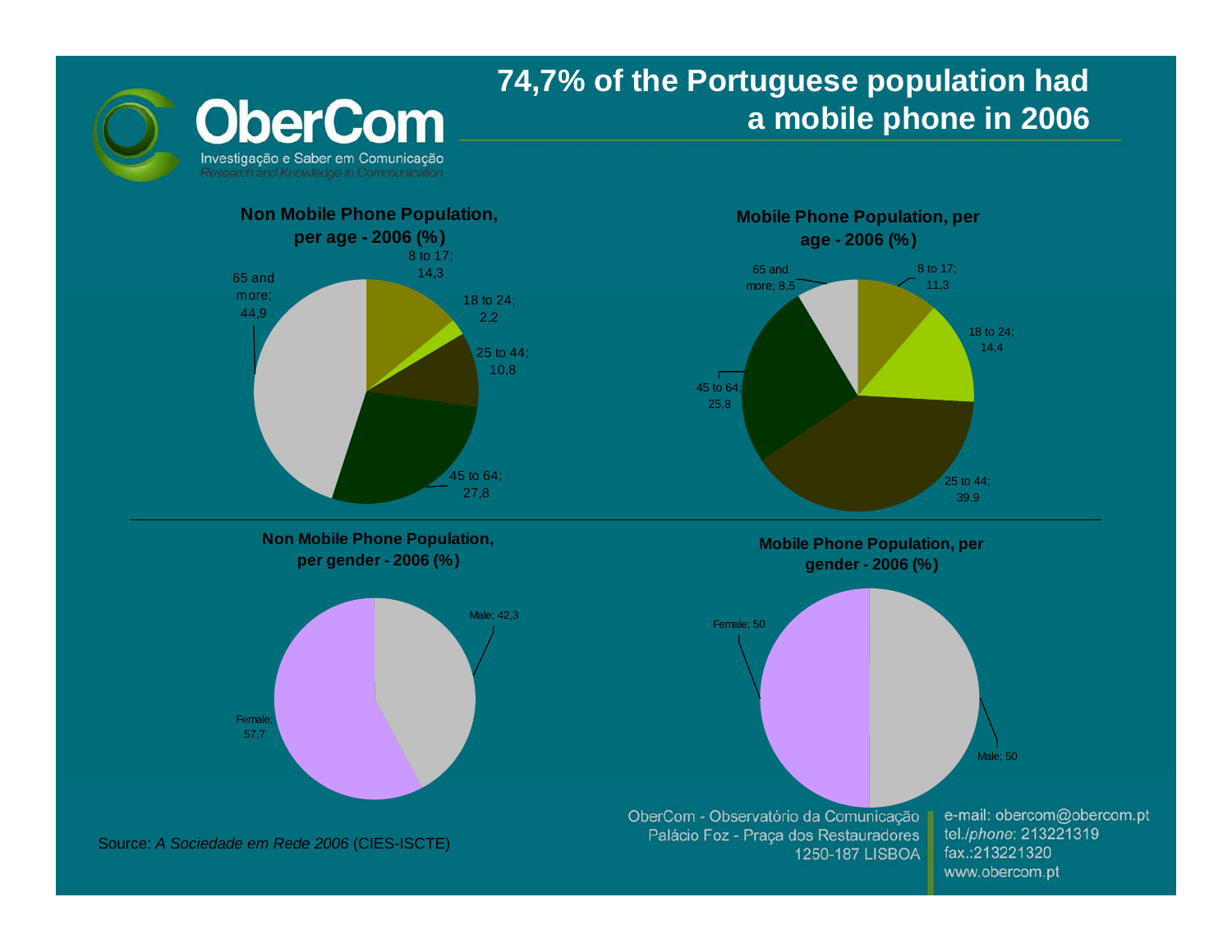# 74,7% of the Portuguese population had a mobile phone in 2006

**Non Mobile Phone Population, per age - 2006 (%)**

| Age | % |
|---|---|
| 8 to 17 | 14,3 |
| 18 to 24 | 2,2 |
| 25 to 44 | 10,8 |
| 45 to 64 | 27,8 |
| 65 and more | 44,9 |

**Mobile Phone Population, per age - 2006 (%)**

| Age | % |
|---|---|
| 8 to 17 | 11,3 |
| 18 to 24 | 14,4 |
| 25 to 44 | 39,9 |
| 45 to 64 | 25,8 |
| 65 and more | 8,5 |

**Non Mobile Phone Population, per gender - 2006 (%)**

| Gender | % |
|---|---|
| Male | 42,3 |
| Female | 57,7 |

**Mobile Phone Population, per gender - 2006 (%)**

| Gender | % |
|---|---|
| Female | 50 |
| Male | 50 |

Source: *A Sociedade em Rede 2006* (CIES-ISCTE)

OberCom - Observatório da Comunicação
Palácio Foz - Praça dos Restauradores
1250-187 LISBOA

e-mail: obercom@obercom.pt
tel./*phone*: 213221319
fax.:213221320
www.obercom.pt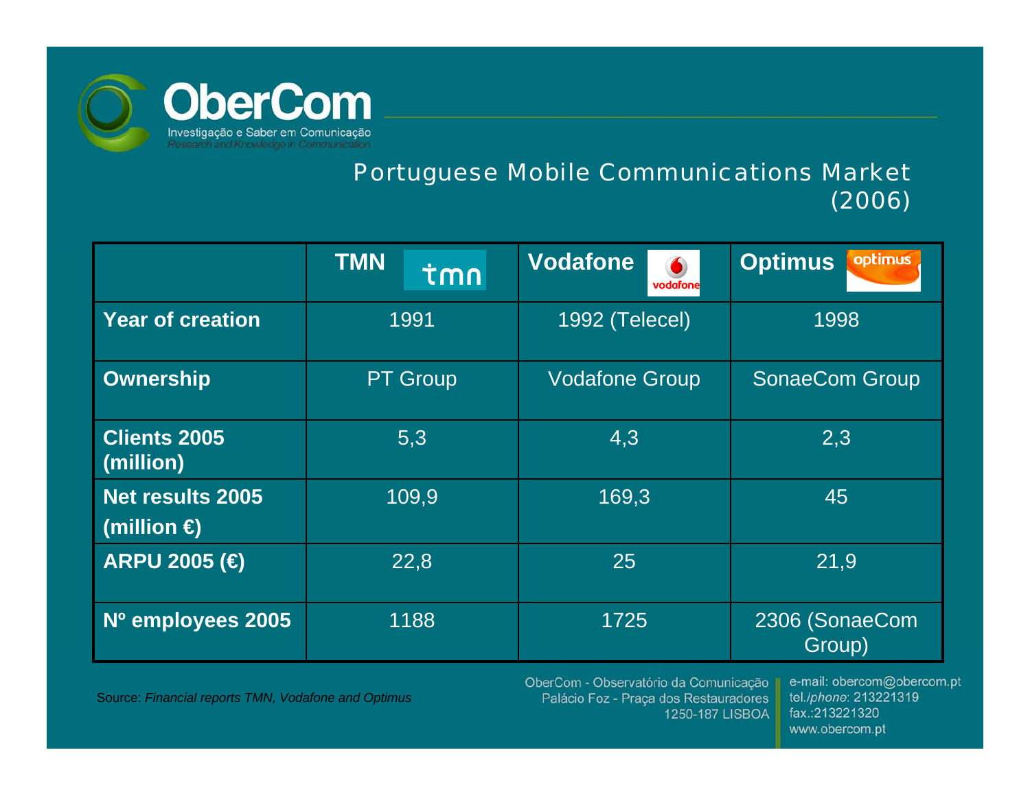## Portuguese Mobile Communications Market (2006)

| | TMN | Vodafone | Optimus |
|---|---|---|---|
| **Year of creation** | 1991 | 1992 (Telecel) | 1998 |
| **Ownership** | PT Group | Vodafone Group | SonaeCom Group |
| **Clients 2005 (million)** | 5,3 | 4,3 | 2,3 |
| **Net results 2005 (million €)** | 109,9 | 169,3 | 45 |
| **ARPU 2005 (€)** | 22,8 | 25 | 21,9 |
| **Nº employees 2005** | 1188 | 1725 | 2306 (SonaeCom Group) |

Source: *Financial reports TMN, Vodafone and Optimus*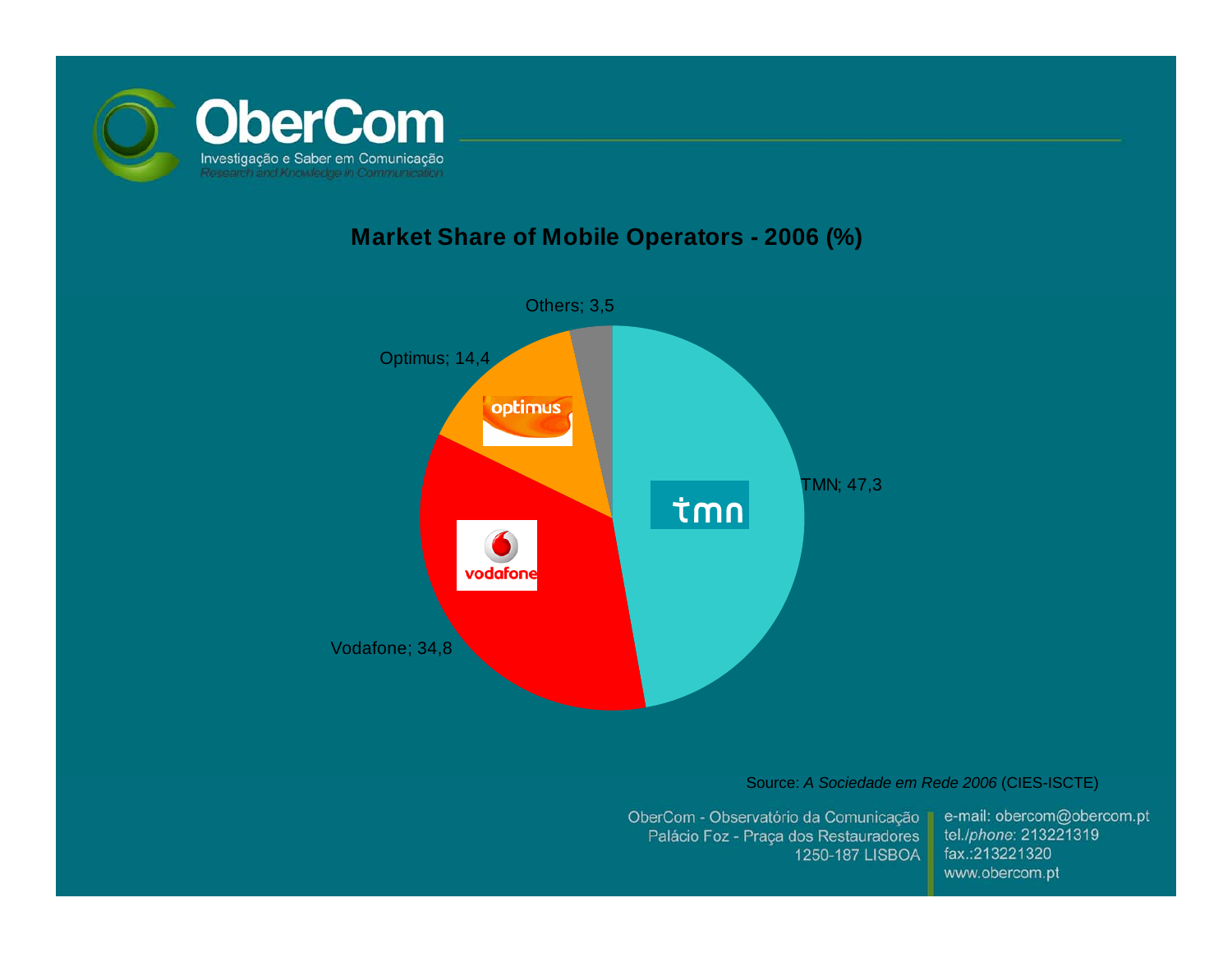## Market Share of Mobile Operators - 2006 (%)

| Operator | Share (%) |
|---|---|
| TMN | 47,3 |
| Vodafone | 34,8 |
| Optimus | 14,4 |
| Others | 3,5 |

Source: *A Sociedade em Rede 2006* (CIES-ISCTE)

OberCom - Observatório da Comunicação
Palácio Foz - Praça dos Restauradores
1250-187 LISBOA

e-mail: obercom@obercom.pt
tel./*phone*: 213221319
fax.:213221320
www.obercom.pt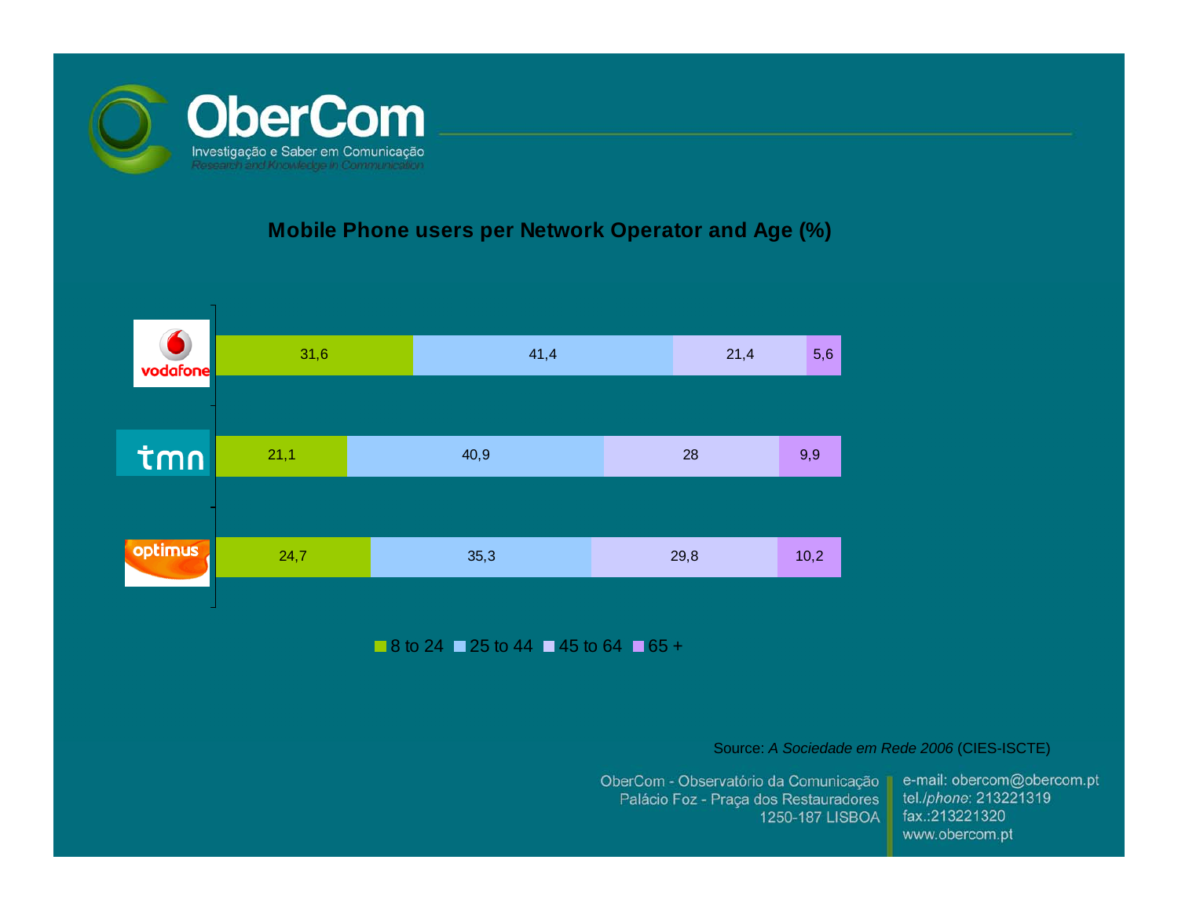## Mobile Phone users per Network Operator and Age (%)

| Operator | 8 to 24 | 25 to 44 | 45 to 64 | 65 + |
|---|---|---|---|---|
| vodafone | 31,6 | 41,4 | 21,4 | 5,6 |
| tmn | 21,1 | 40,9 | 28 | 9,9 |
| optimus | 24,7 | 35,3 | 29,8 | 10,2 |

Source: *A Sociedade em Rede 2006* (CIES-ISCTE)

OberCom - Observatório da Comunicação
Palácio Foz - Praça dos Restauradores
1250-187 LISBOA

e-mail: obercom@obercom.pt
tel./*phone*: 213221319
fax.:213221320
www.obercom.pt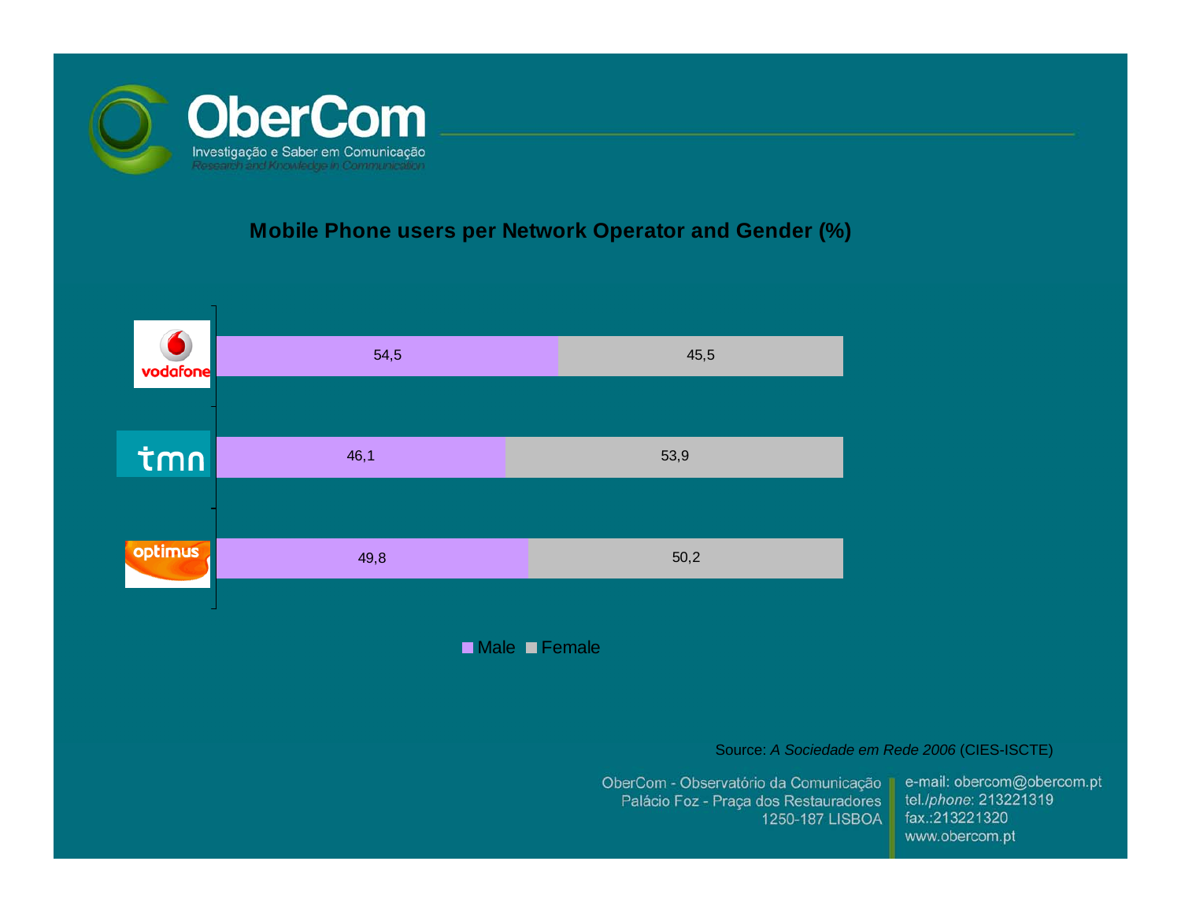## Mobile Phone users per Network Operator and Gender (%)

| Operator | Male | Female |
|---|---|---|
| vodafone | 54,5 | 45,5 |
| tmn | 46,1 | 53,9 |
| optimus | 49,8 | 50,2 |

Source: *A Sociedade em Rede 2006* (CIES-ISCTE)

OberCom - Observatório da Comunicação
Palácio Foz - Praça dos Restauradores
1250-187 LISBOA

e-mail: obercom@obercom.pt
tel./*phone*: 213221319
fax.:213221320
www.obercom.pt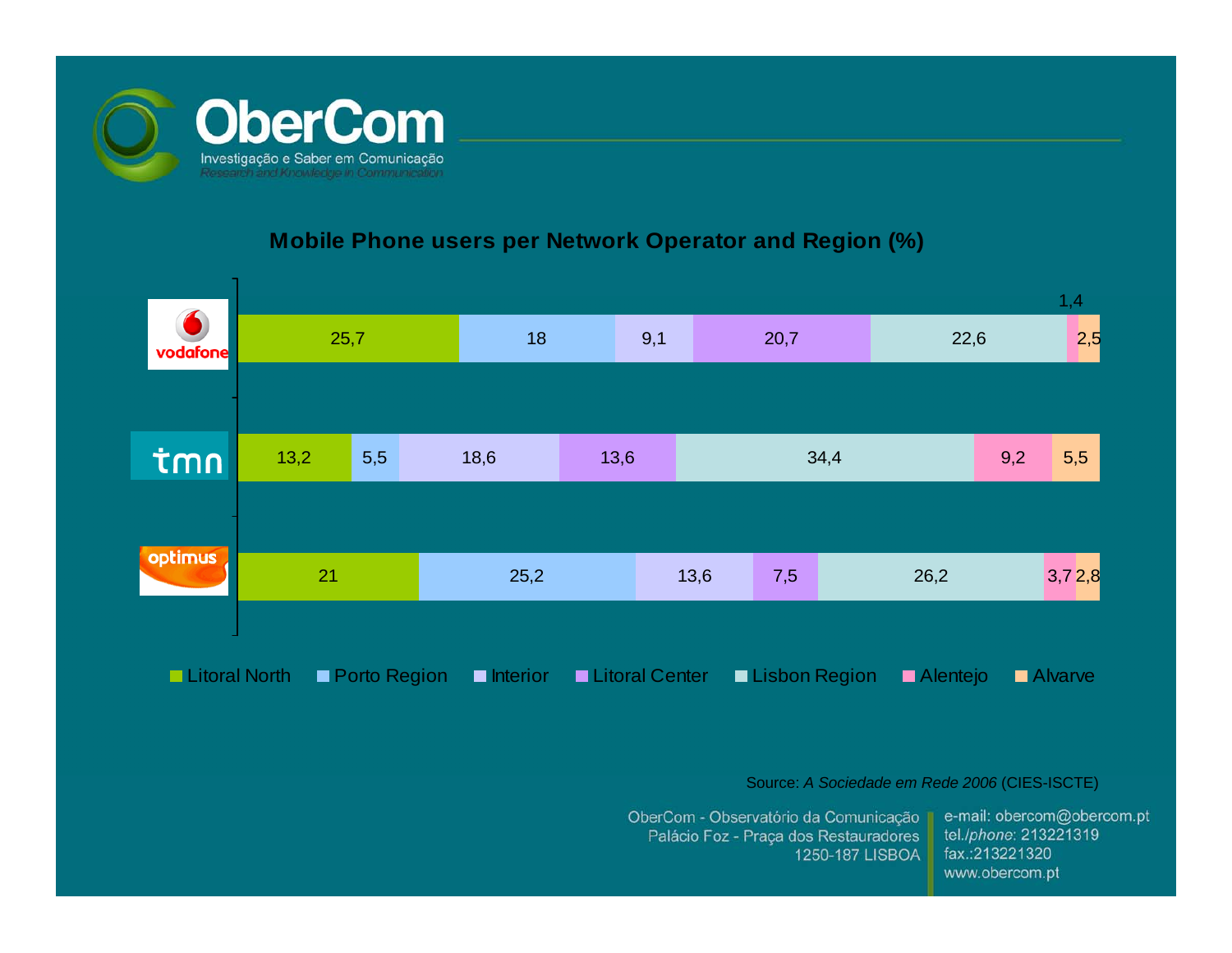## Mobile Phone users per Network Operator and Region (%)

| Operator | Litoral North | Porto Region | Interior | Litoral Center | Lisbon Region | Alentejo | Alvarve |
|---|---|---|---|---|---|---|---|
| vodafone | 25,7 | 18 | 9,1 | 20,7 | 22,6 | 1,4 | 2,5 |
| tmn | 13,2 | 5,5 | 18,6 | 13,6 | 34,4 | 9,2 | 5,5 |
| optimus | 21 | 25,2 | 13,6 | 7,5 | 26,2 | 3,7 | 2,8 |

Source: *A Sociedade em Rede 2006* (CIES-ISCTE)

OberCom - Observatório da Comunicação
Palácio Foz - Praça dos Restauradores
1250-187 LISBOA

e-mail: obercom@obercom.pt
tel./*phone*: 213221319
fax.:213221320
www.obercom.pt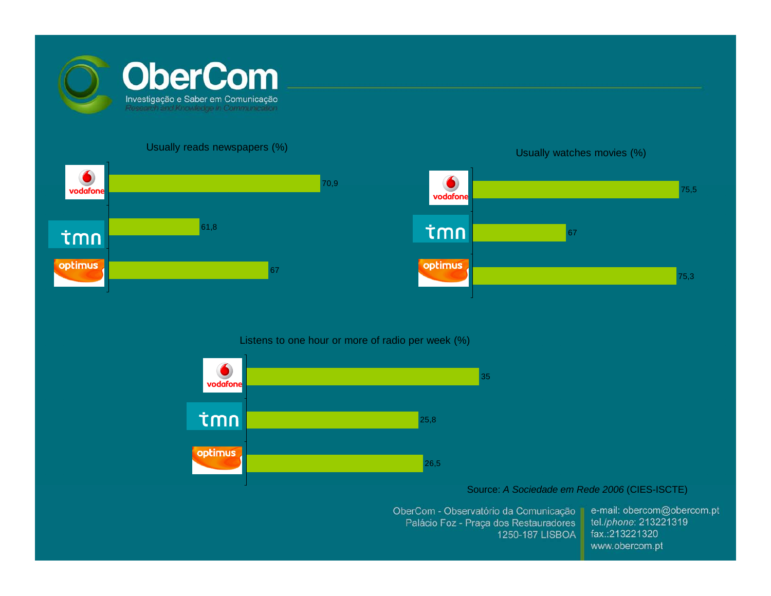# OberCom

Investigação e Saber em Comunicação

*Research and Knowledge in Communication*

## Usually reads newspapers (%)

| Operator | % |
|---|---|
| vodafone | 70,9 |
| tmn | 61,8 |
| optimus | 67 |

## Usually watches movies (%)

| Operator | % |
|---|---|
| vodafone | 75,5 |
| tmn | 67 |
| optimus | 75,3 |

## Listens to one hour or more of radio per week (%)

| Operator | % |
|---|---|
| vodafone | 35 |
| tmn | 25,8 |
| optimus | 26,5 |

Source: *A Sociedade em Rede 2006* (CIES-ISCTE)

ObercCom - Observatório da Comunicação
Palácio Foz - Praça dos Restauradores
1250-187 LISBOA

e-mail: obercom@obercom.pt
tel./*phone*: 213221319
fax.:213221320
www.obercom.pt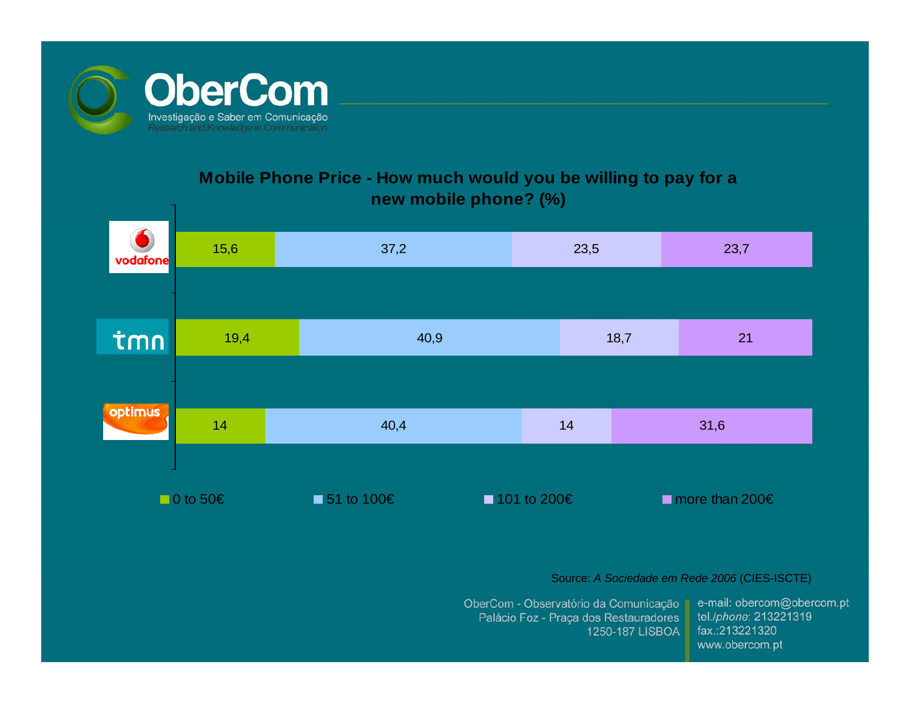## Mobile Phone Price - How much would you be willing to pay for a new mobile phone? (%)

| | 0 to 50€ | 51 to 100€ | 101 to 200€ | more than 200€ |
|---|---|---|---|---|
| vodafone | 15,6 | 37,2 | 23,5 | 23,7 |
| tmn | 19,4 | 40,9 | 18,7 | 21 |
| optimus | 14 | 40,4 | 14 | 31,6 |

Source: *A Sociedade em Rede 2006* (CIES-ISCTE)

OberCom - Observatório da Comunicação
Palácio Foz - Praça dos Restauradores
1250-187 LISBOA

e-mail: obercom@obercom.pt
tel./*phone*: 213221319
fax.:213221320
www.obercom.pt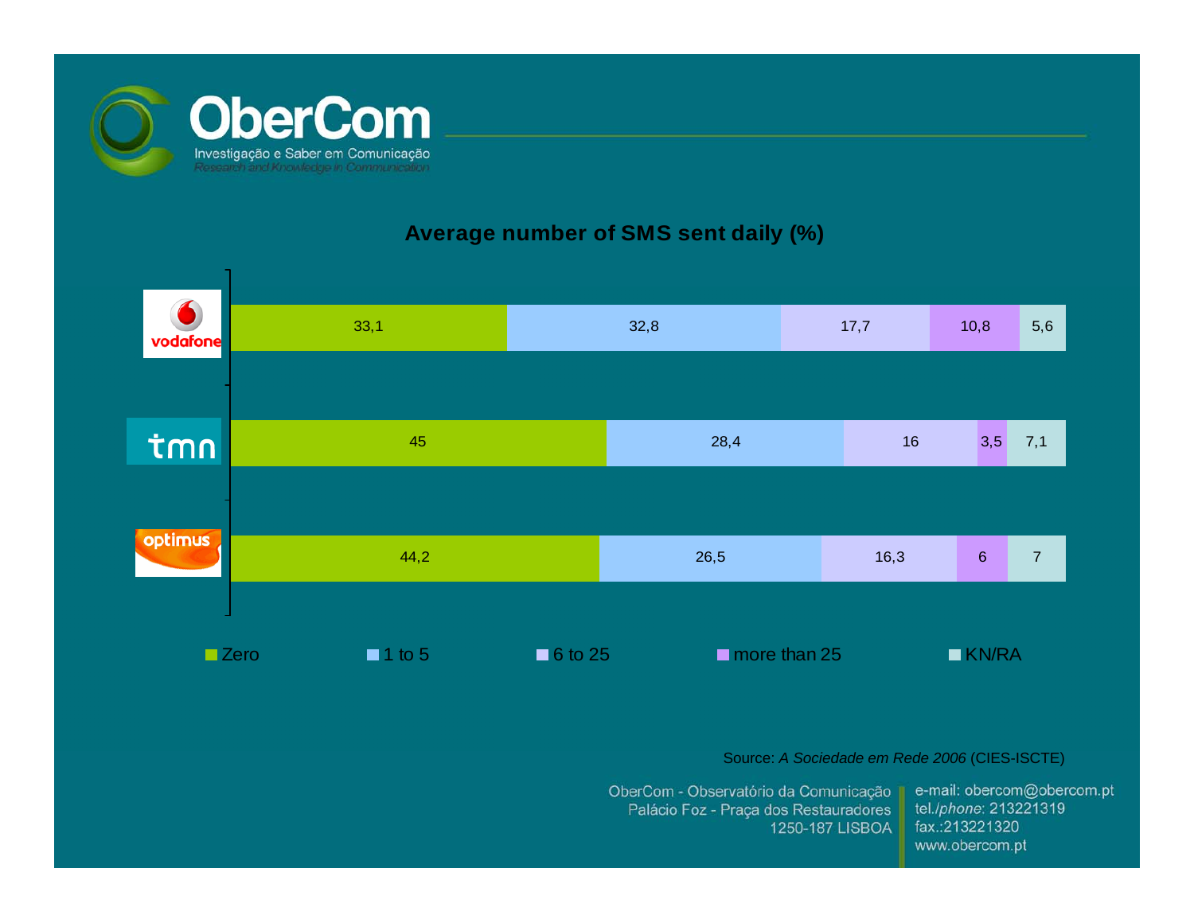## Average number of SMS sent daily (%)

| | Zero | 1 to 5 | 6 to 25 | more than 25 | KN/RA |
|---|---|---|---|---|---|
| vodafone | 33,1 | 32,8 | 17,7 | 10,8 | 5,6 |
| tmn | 45 | 28,4 | 16 | 3,5 | 7,1 |
| optimus | 44,2 | 26,5 | 16,3 | 6 | 7 |

Source: *A Sociedade em Rede 2006* (CIES-ISCTE)

OberCom - Observatório da Comunicação
Palácio Foz - Praça dos Restauradores
1250-187 LISBOA

e-mail: obercom@obercom.pt
tel./*phone*: 213221319
fax.:213221320
www.obercom.pt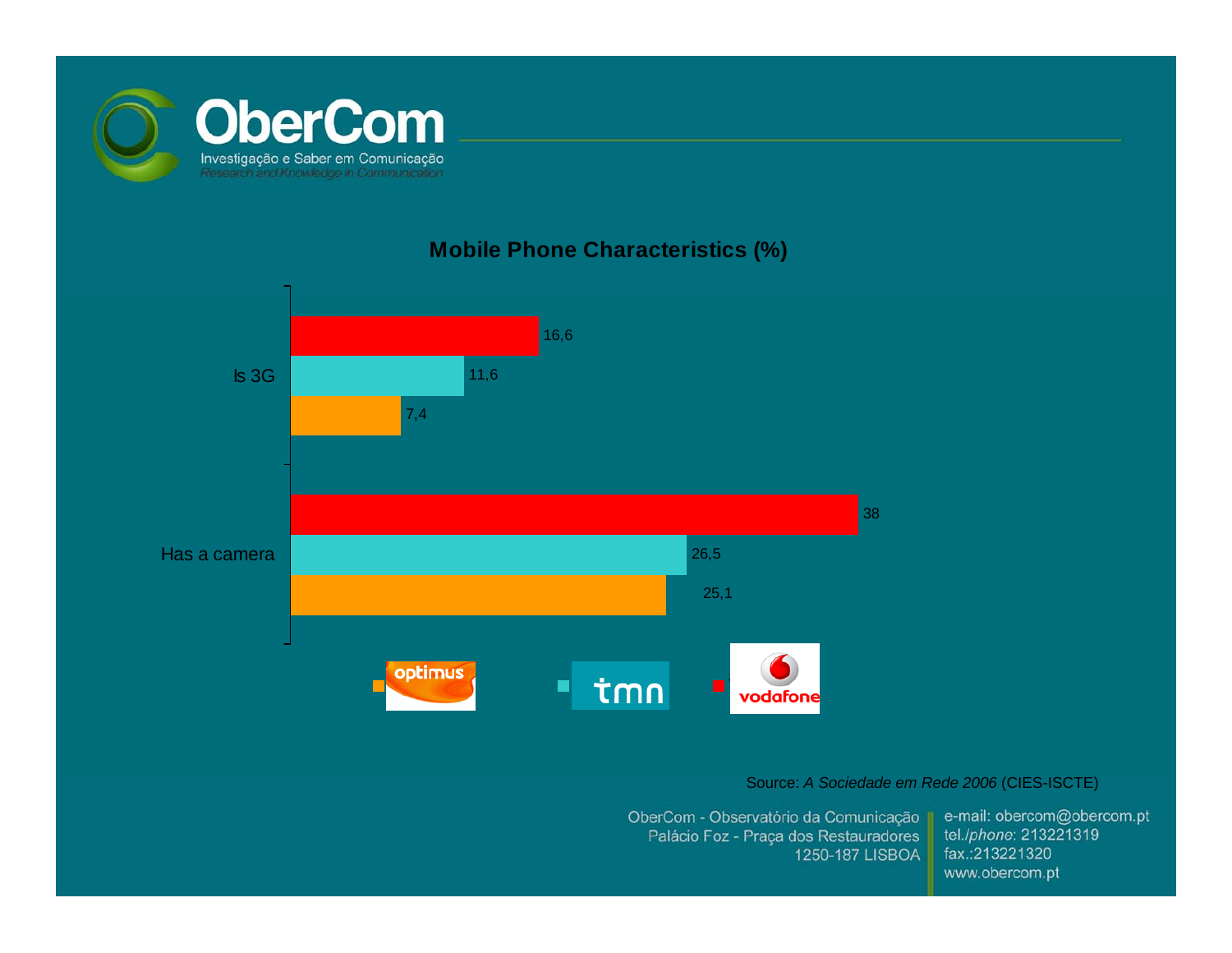## Mobile Phone Characteristics (%)

| | optimus | tmn | vodafone |
|---|---|---|---|
| Is 3G | 7,4 | 11,6 | 16,6 |
| Has a camera | 25,1 | 26,5 | 38 |

Source: *A Sociedade em Rede 2006* (CIES-ISCTE)

OberCom - Observatório da Comunicação
Palácio Foz - Praça dos Restauradores
1250-187 LISBOA

e-mail: obercom@obercom.pt
tel./*phone*: 213221319
fax.:213221320
www.obercom.pt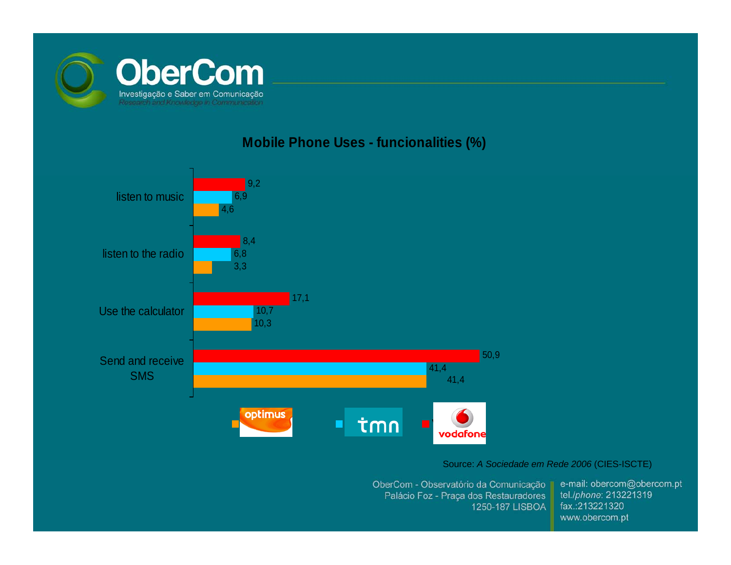## Mobile Phone Uses - funcionalities (%)

| | optimus | tmn | vodafone |
|---|---|---|---|
| listen to music | 4,6 | 6,9 | 9,2 |
| listen to the radio | 3,3 | 6,8 | 8,4 |
| Use the calculator | 10,3 | 10,7 | 17,1 |
| Send and receive SMS | 41,4 | 41,4 | 50,9 |

Source: *A Sociedade em Rede 2006* (CIES-ISCTE)

OberCom - Observatório da Comunicação
Palácio Foz - Praça dos Restauradores
1250-187 LISBOA

e-mail: obercom@obercom.pt
tel./*phone*: 213221319
fax.:213221320
www.obercom.pt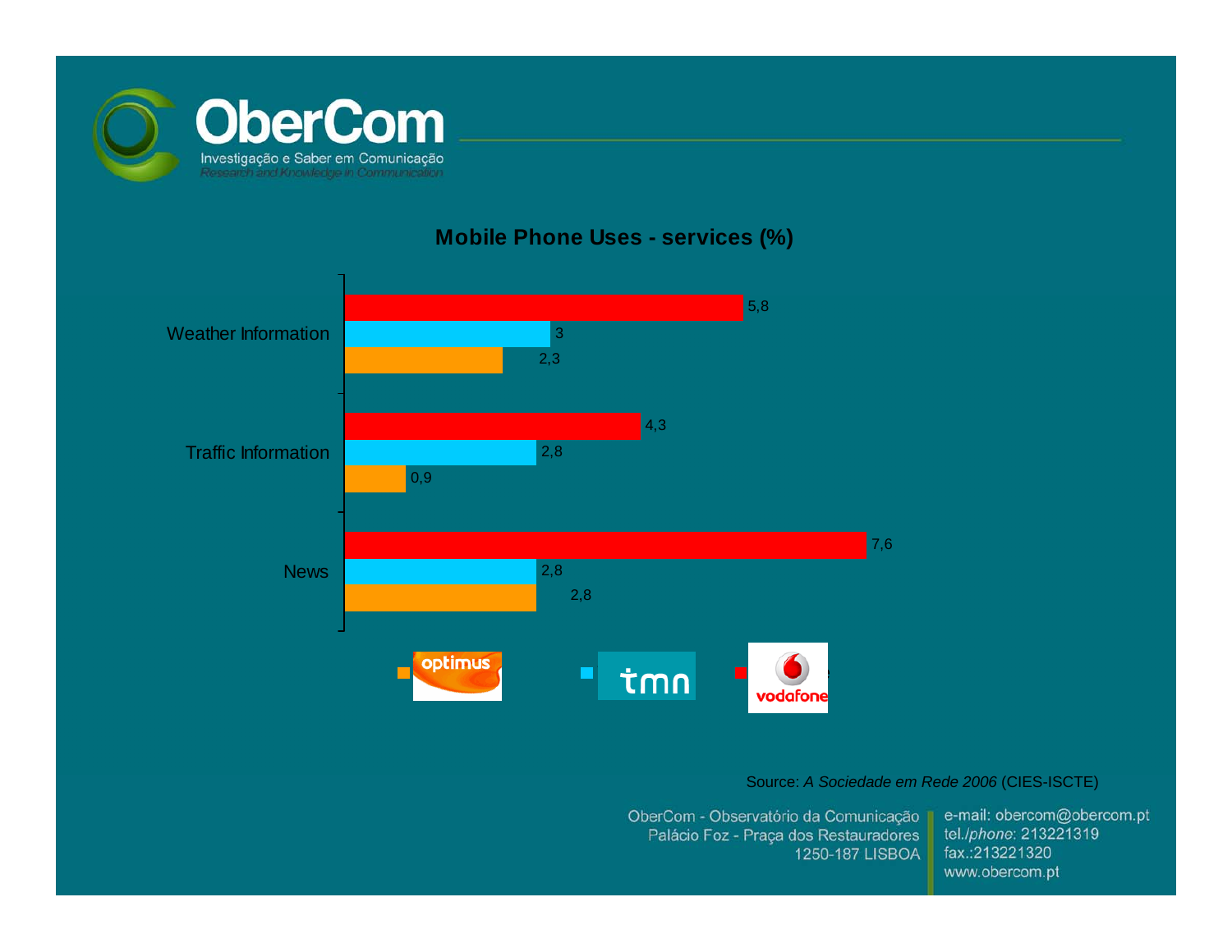## Mobile Phone Uses - services (%)

| | optimus | tmn | vodafone |
|---|---|---|---|
| Weather Information | 2,3 | 3 | 5,8 |
| Traffic Information | 0,9 | 2,8 | 4,3 |
| News | 2,8 | 2,8 | 7,6 |

Source: *A Sociedade em Rede 2006* (CIES-ISCTE)

OberCom - Observatório da Comunicação
Palácio Foz - Praça dos Restauradores
1250-187 LISBOA

e-mail: obercom@obercom.pt
tel./*phone*: 213221319
fax.:213221320
www.obercom.pt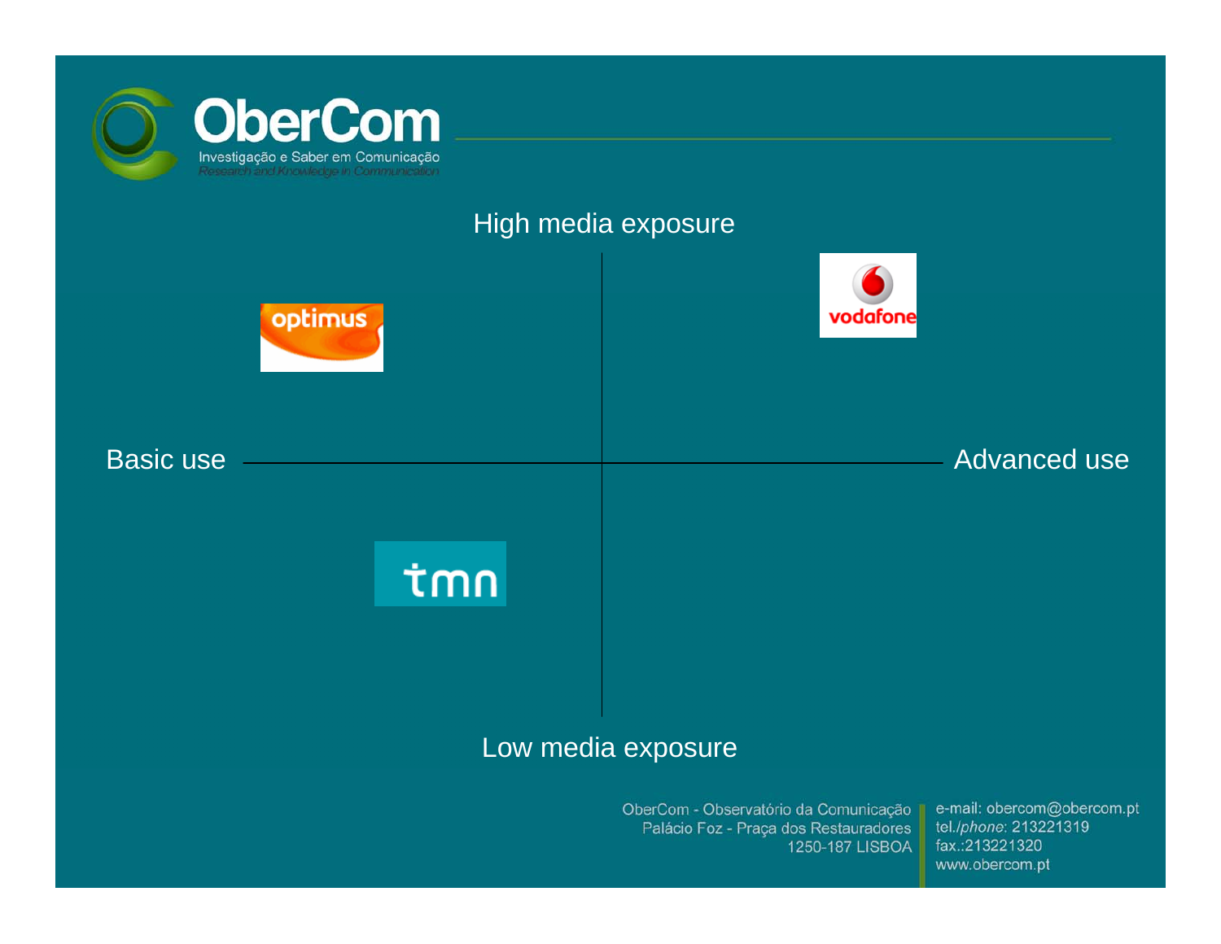OberCom

Investigação e Saber em Comunicação

*Research and Knowledge in Communication*

High media exposure

optimus

vodafone

Basic use

Advanced use

tmn

Low media exposure

OberCom - Observatório da Comunicação
Palácio Foz - Praça dos Restauradores
1250-187 LISBOA

e-mail: obercom@obercom.pt
tel./*phone*: 213221319
fax.:213221320
www.obercom.pt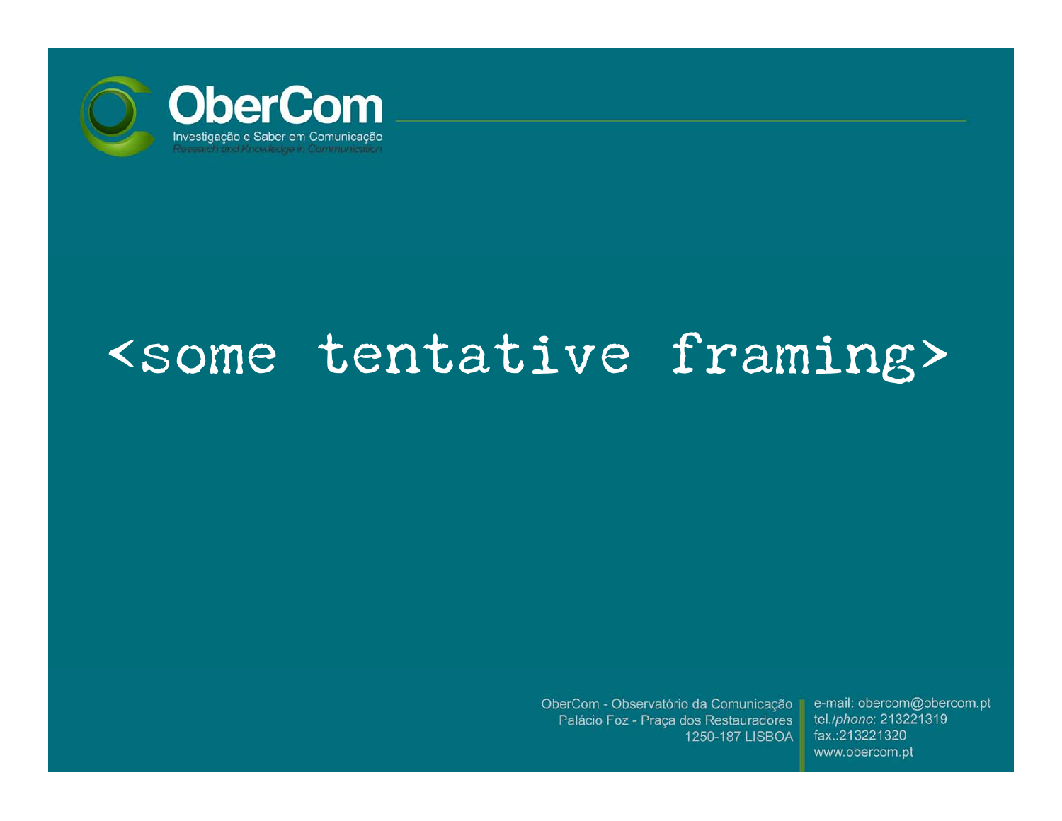# <some tentative framing>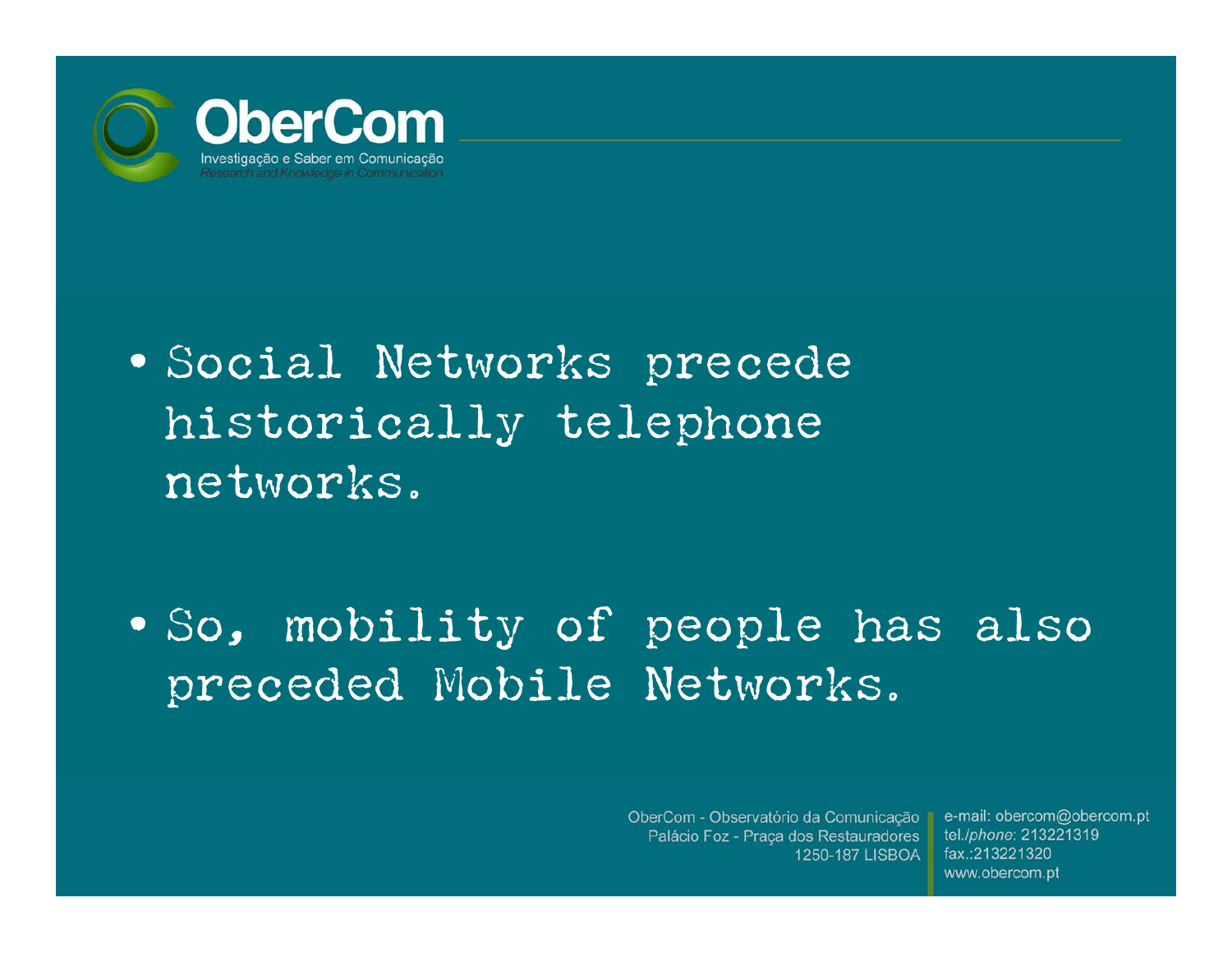- Social Networks precede historically telephone networks.

- So, mobility of people has also preceded Mobile Networks.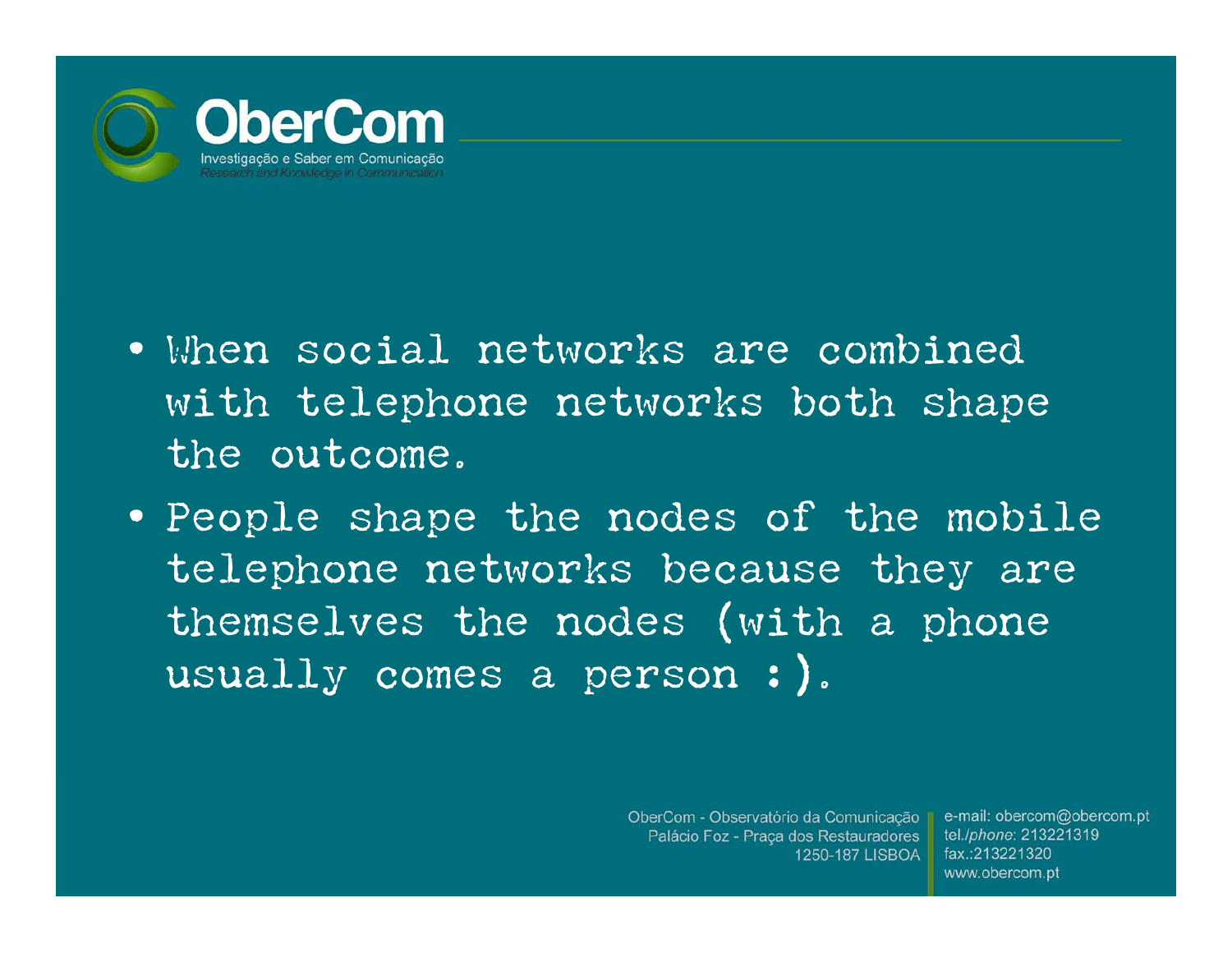- When social networks are combined with telephone networks both shape the outcome.
- People shape the nodes of the mobile telephone networks because they are themselves the nodes (with a phone usually comes a person :).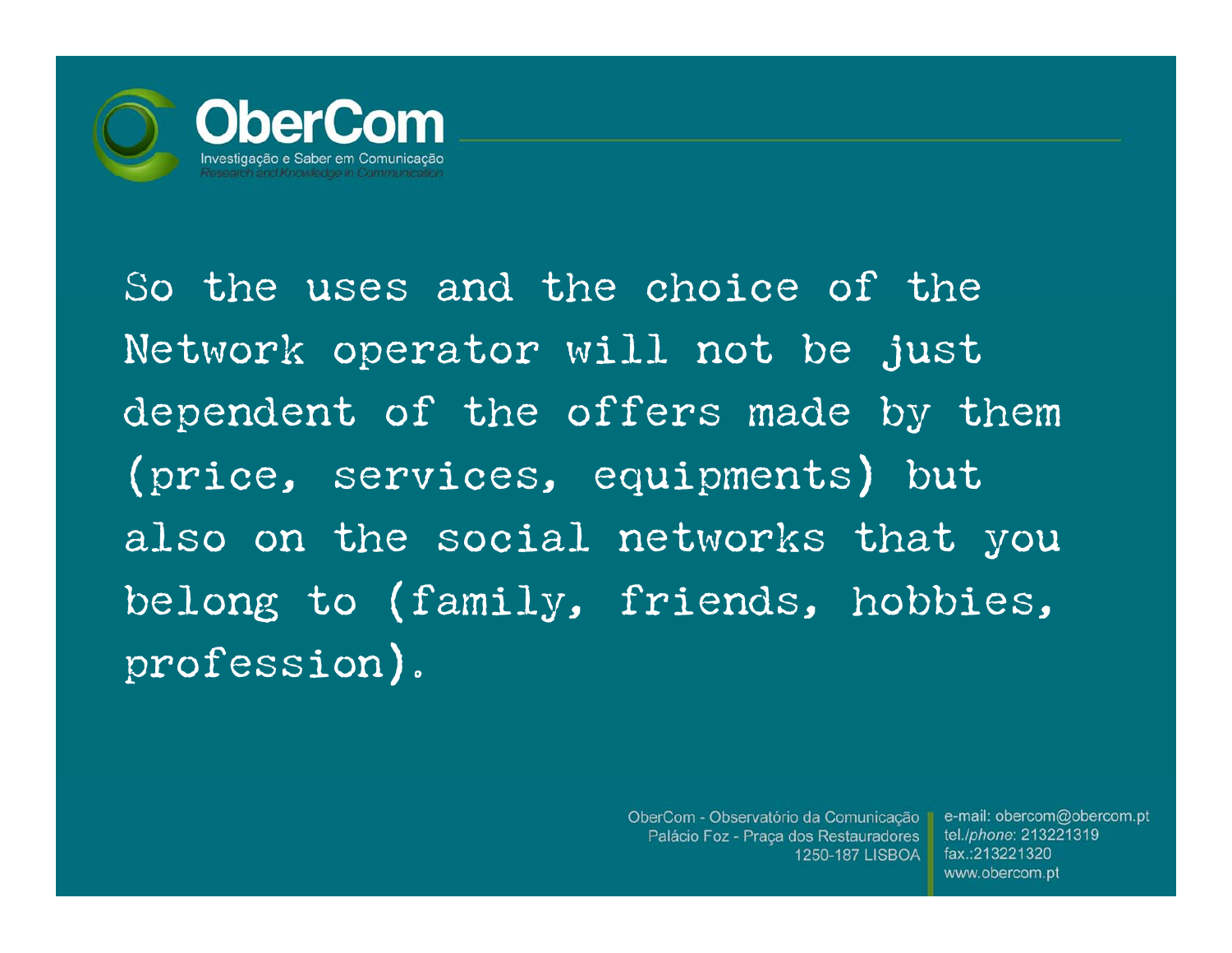So the uses and the choice of the Network operator will not be just dependent of the offers made by them (price, services, equipments) but also on the social networks that you belong to (family, friends, hobbies, profession).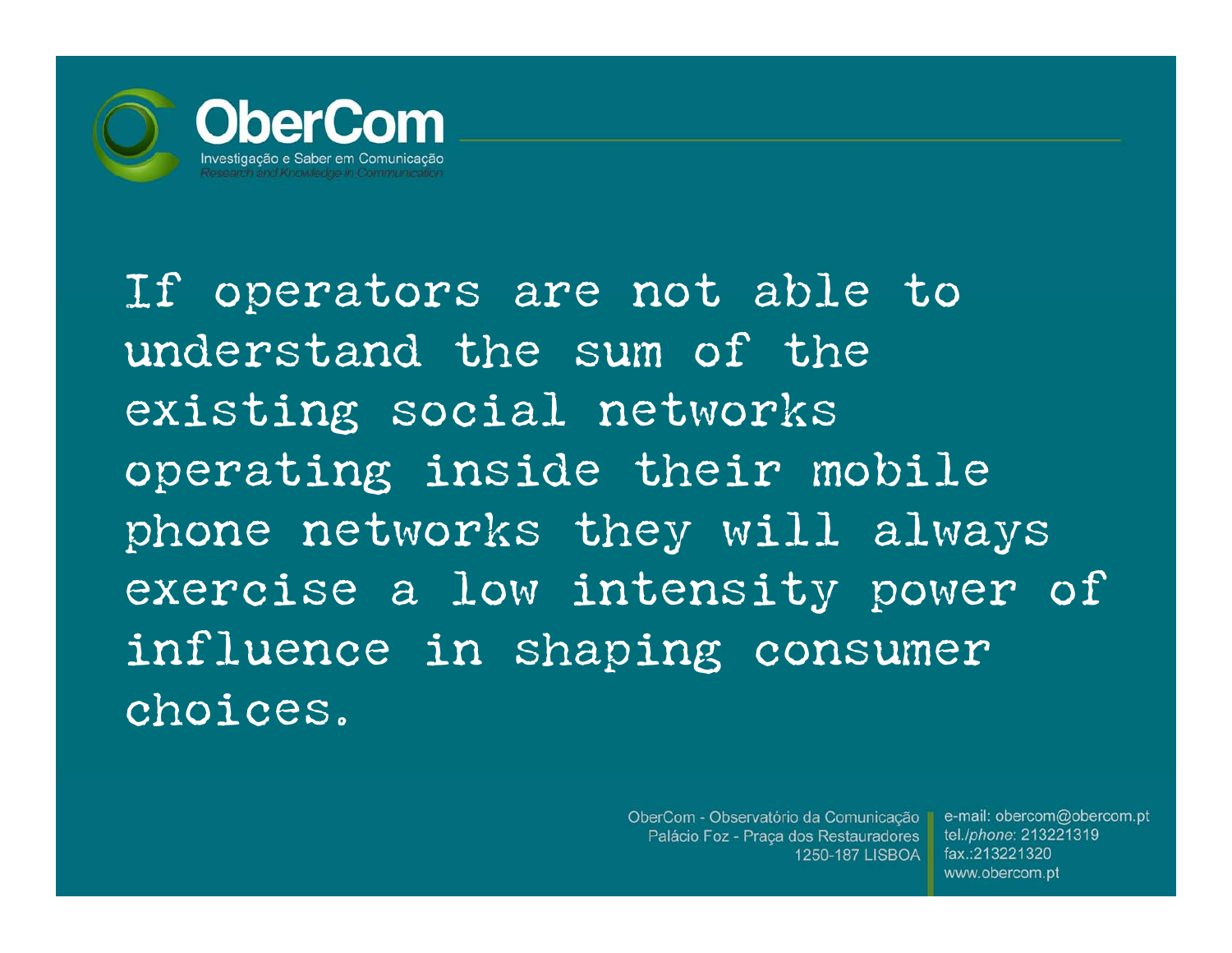**OberCom**
Investigação e Saber em Comunicação
*Research and Knowledge in Communication*

If operators are not able to understand the sum of the existing social networks operating inside their mobile phone networks they will always exercise a low intensity power of influence in shaping consumer choices.

OberCom - Observatório da Comunicação
Palácio Foz - Praça dos Restauradores
1250-187 LISBOA

e-mail: obercom@obercom.pt
tel./*phone*: 213221319
fax.:213221320
www.obercom.pt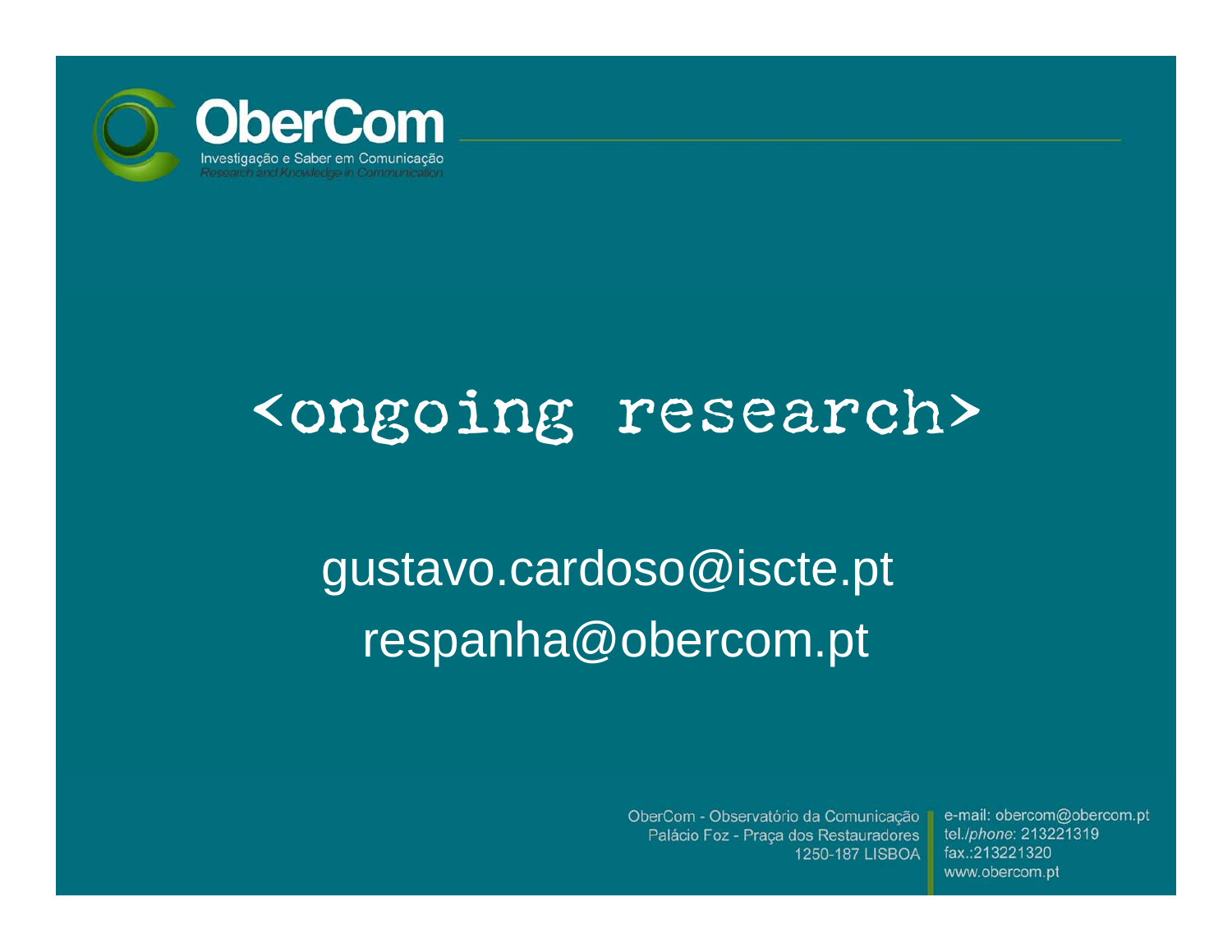OberCom

Investigação e Saber em Comunicação

Research and Knowledge in Communication

# <ongoing research>

gustavo.cardoso@iscte.pt

respanha@obercom.pt

OberCom - Observatório da Comunicação
Palácio Foz - Praça dos Restauradores
1250-187 LISBOA

e-mail: obercom@obercom.pt
tel./*phone*: 213221319
fax.:213221320
www.obercom.pt